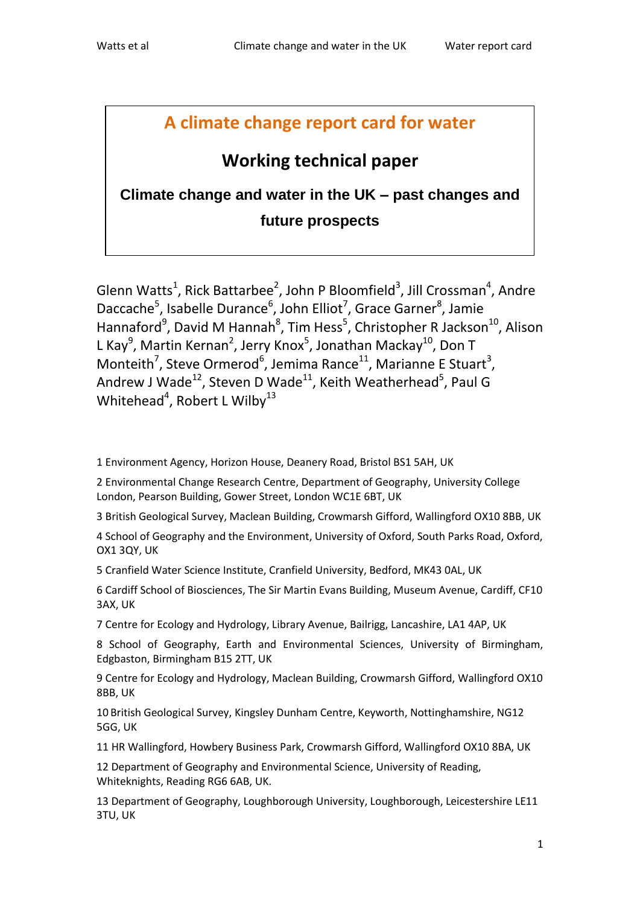# A climate change report card for water

## Working technical paper

### Climate change and water in the UK – past changes and future prospects

Glenn Watts[1], Rick Battarbee[2], John P Bloomfield[3], Jill Crossman[4], Andre Daccache[5], Isabelle Durance[6], John Elliot[7], Grace Garner[8], Jamie Hannaford[9], David M Hannah[8], Tim Hess[5], Christopher R Jackson[10], Alison L Kay[9], Martin Kernan[2], Jerry Knox[5], Jonathan Mackay[10], Don T Monteith[7], Steve Ormerod[6], Jemima Rance[11], Marianne E Stuart[3], Andrew J Wade[12], Steven D Wade[11], Keith Weatherhead[5], Paul G Whitehead[4], Robert L Wilby[13]

1 Environment Agency, Horizon House, Deanery Road, Bristol BS1 5AH, UK

2 Environmental Change Research Centre, Department of Geography, University College London, Pearson Building, Gower Street, London WC1E 6BT, UK

3 British Geological Survey, Maclean Building, Crowmarsh Gifford, Wallingford OX10 8BB, UK

4 School of Geography and the Environment, University of Oxford, South Parks Road, Oxford, OX1 3QY, UK

5 Cranfield Water Science Institute, Cranfield University, Bedford, MK43 0AL, UK

6 Cardiff School of Biosciences, The Sir Martin Evans Building, Museum Avenue, Cardiff, CF10 3AX, UK

7 Centre for Ecology and Hydrology, Library Avenue, Bailrigg, Lancashire, LA1 4AP, UK

8 School of Geography, Earth and Environmental Sciences, University of Birmingham, Edgbaston, Birmingham B15 2TT, UK

9 Centre for Ecology and Hydrology, Maclean Building, Crowmarsh Gifford, Wallingford OX10 8BB, UK

10 British Geological Survey, Kingsley Dunham Centre, Keyworth, Nottinghamshire, NG12 5GG, UK

11 HR Wallingford, Howbery Business Park, Crowmarsh Gifford, Wallingford OX10 8BA, UK

12 Department of Geography and Environmental Science, University of Reading, Whiteknights, Reading RG6 6AB, UK.

13 Department of Geography, Loughborough University, Loughborough, Leicestershire LE11 3TU, UK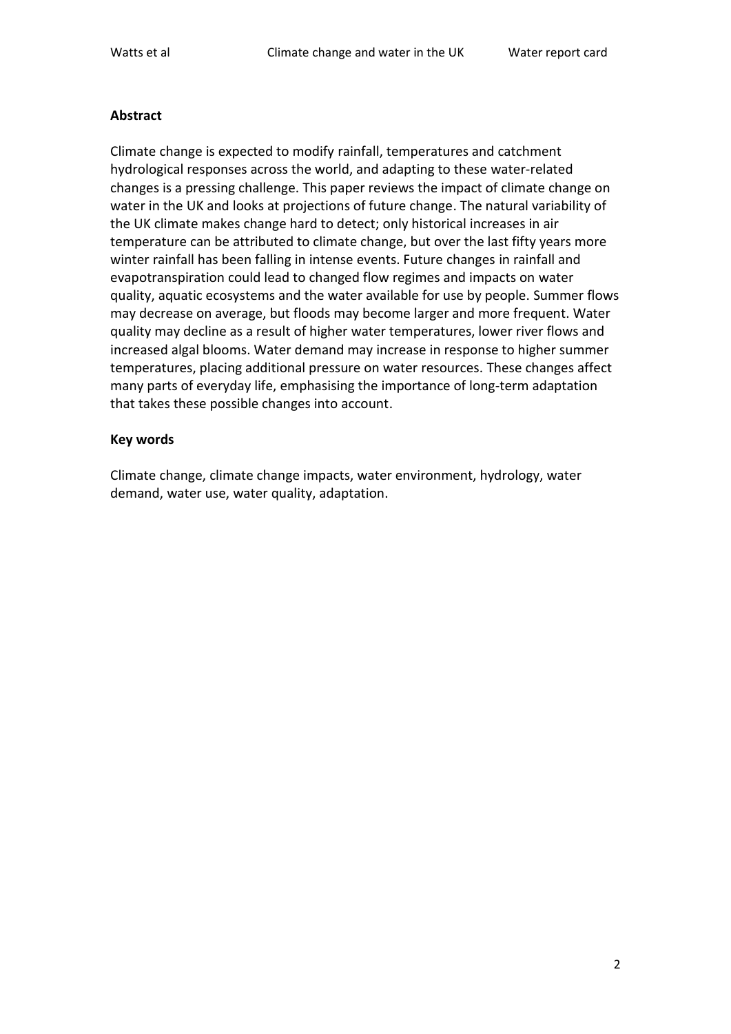## Abstract

Climate change is expected to modify rainfall, temperatures and catchment hydrological responses across the world, and adapting to these water-related changes is a pressing challenge. This paper reviews the impact of climate change on water in the UK and looks at projections of future change. The natural variability of the UK climate makes change hard to detect; only historical increases in air temperature can be attributed to climate change, but over the last fifty years more winter rainfall has been falling in intense events. Future changes in rainfall and evapotranspiration could lead to changed flow regimes and impacts on water quality, aquatic ecosystems and the water available for use by people. Summer flows may decrease on average, but floods may become larger and more frequent. Water quality may decline as a result of higher water temperatures, lower river flows and increased algal blooms. Water demand may increase in response to higher summer temperatures, placing additional pressure on water resources. These changes affect many parts of everyday life, emphasising the importance of long-term adaptation that takes these possible changes into account.

## Key words

Climate change, climate change impacts, water environment, hydrology, water demand, water use, water quality, adaptation.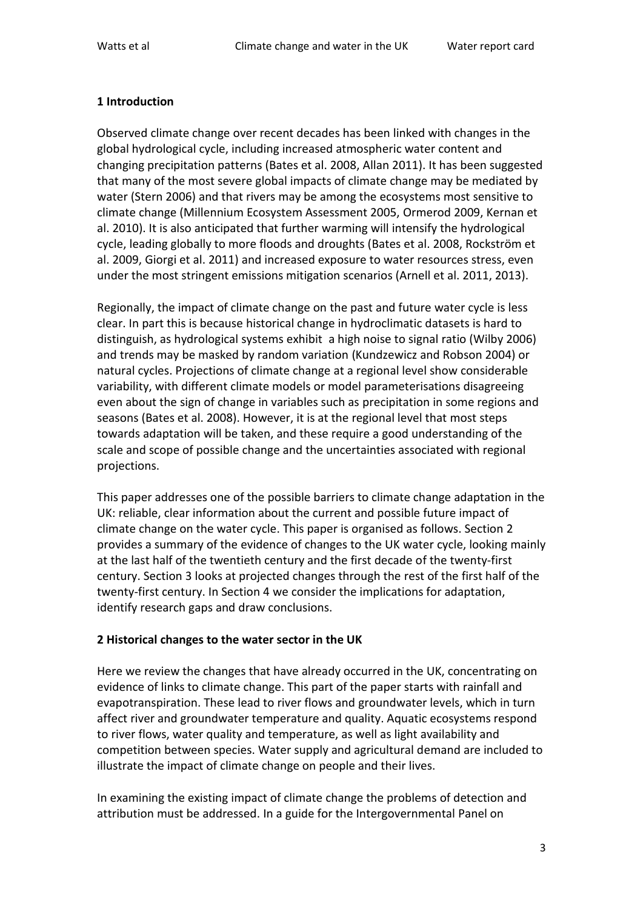## 1 Introduction

Observed climate change over recent decades has been linked with changes in the global hydrological cycle, including increased atmospheric water content and changing precipitation patterns (Bates et al. 2008, Allan 2011). It has been suggested that many of the most severe global impacts of climate change may be mediated by water (Stern 2006) and that rivers may be among the ecosystems most sensitive to climate change (Millennium Ecosystem Assessment 2005, Ormerod 2009, Kernan et al. 2010). It is also anticipated that further warming will intensify the hydrological cycle, leading globally to more floods and droughts (Bates et al. 2008, Rockström et al. 2009, Giorgi et al. 2011) and increased exposure to water resources stress, even under the most stringent emissions mitigation scenarios (Arnell et al. 2011, 2013).

Regionally, the impact of climate change on the past and future water cycle is less clear. In part this is because historical change in hydroclimatic datasets is hard to distinguish, as hydrological systems exhibit a high noise to signal ratio (Wilby 2006) and trends may be masked by random variation (Kundzewicz and Robson 2004) or natural cycles. Projections of climate change at a regional level show considerable variability, with different climate models or model parameterisations disagreeing even about the sign of change in variables such as precipitation in some regions and seasons (Bates et al. 2008). However, it is at the regional level that most steps towards adaptation will be taken, and these require a good understanding of the scale and scope of possible change and the uncertainties associated with regional projections.

This paper addresses one of the possible barriers to climate change adaptation in the UK: reliable, clear information about the current and possible future impact of climate change on the water cycle. This paper is organised as follows. Section 2 provides a summary of the evidence of changes to the UK water cycle, looking mainly at the last half of the twentieth century and the first decade of the twenty-first century. Section 3 looks at projected changes through the rest of the first half of the twenty-first century. In Section 4 we consider the implications for adaptation, identify research gaps and draw conclusions.

## 2 Historical changes to the water sector in the UK

Here we review the changes that have already occurred in the UK, concentrating on evidence of links to climate change. This part of the paper starts with rainfall and evapotranspiration. These lead to river flows and groundwater levels, which in turn affect river and groundwater temperature and quality. Aquatic ecosystems respond to river flows, water quality and temperature, as well as light availability and competition between species. Water supply and agricultural demand are included to illustrate the impact of climate change on people and their lives.

In examining the existing impact of climate change the problems of detection and attribution must be addressed. In a guide for the Intergovernmental Panel on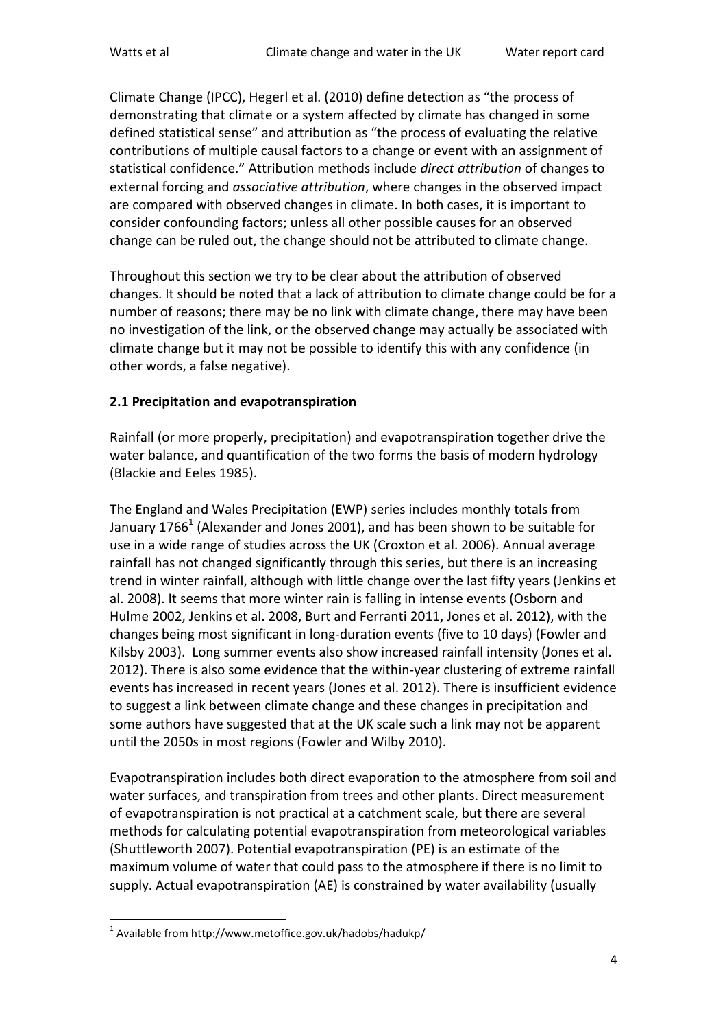Climate Change (IPCC), Hegerl et al. (2010) define detection as "the process of demonstrating that climate or a system affected by climate has changed in some defined statistical sense" and attribution as "the process of evaluating the relative contributions of multiple causal factors to a change or event with an assignment of statistical confidence." Attribution methods include *direct attribution* of changes to external forcing and *associative attribution*, where changes in the observed impact are compared with observed changes in climate. In both cases, it is important to consider confounding factors; unless all other possible causes for an observed change can be ruled out, the change should not be attributed to climate change.

Throughout this section we try to be clear about the attribution of observed changes. It should be noted that a lack of attribution to climate change could be for a number of reasons; there may be no link with climate change, there may have been no investigation of the link, or the observed change may actually be associated with climate change but it may not be possible to identify this with any confidence (in other words, a false negative).

**2.1 Precipitation and evapotranspiration**

Rainfall (or more properly, precipitation) and evapotranspiration together drive the water balance, and quantification of the two forms the basis of modern hydrology (Blackie and Eeles 1985).

The England and Wales Precipitation (EWP) series includes monthly totals from January 1766[1] (Alexander and Jones 2001), and has been shown to be suitable for use in a wide range of studies across the UK (Croxton et al. 2006). Annual average rainfall has not changed significantly through this series, but there is an increasing trend in winter rainfall, although with little change over the last fifty years (Jenkins et al. 2008). It seems that more winter rain is falling in intense events (Osborn and Hulme 2002, Jenkins et al. 2008, Burt and Ferranti 2011, Jones et al. 2012), with the changes being most significant in long-duration events (five to 10 days) (Fowler and Kilsby 2003). Long summer events also show increased rainfall intensity (Jones et al. 2012). There is also some evidence that the within-year clustering of extreme rainfall events has increased in recent years (Jones et al. 2012). There is insufficient evidence to suggest a link between climate change and these changes in precipitation and some authors have suggested that at the UK scale such a link may not be apparent until the 2050s in most regions (Fowler and Wilby 2010).

Evapotranspiration includes both direct evaporation to the atmosphere from soil and water surfaces, and transpiration from trees and other plants. Direct measurement of evapotranspiration is not practical at a catchment scale, but there are several methods for calculating potential evapotranspiration from meteorological variables (Shuttleworth 2007). Potential evapotranspiration (PE) is an estimate of the maximum volume of water that could pass to the atmosphere if there is no limit to supply. Actual evapotranspiration (AE) is constrained by water availability (usually

[1] Available from http://www.metoffice.gov.uk/hadobs/hadukp/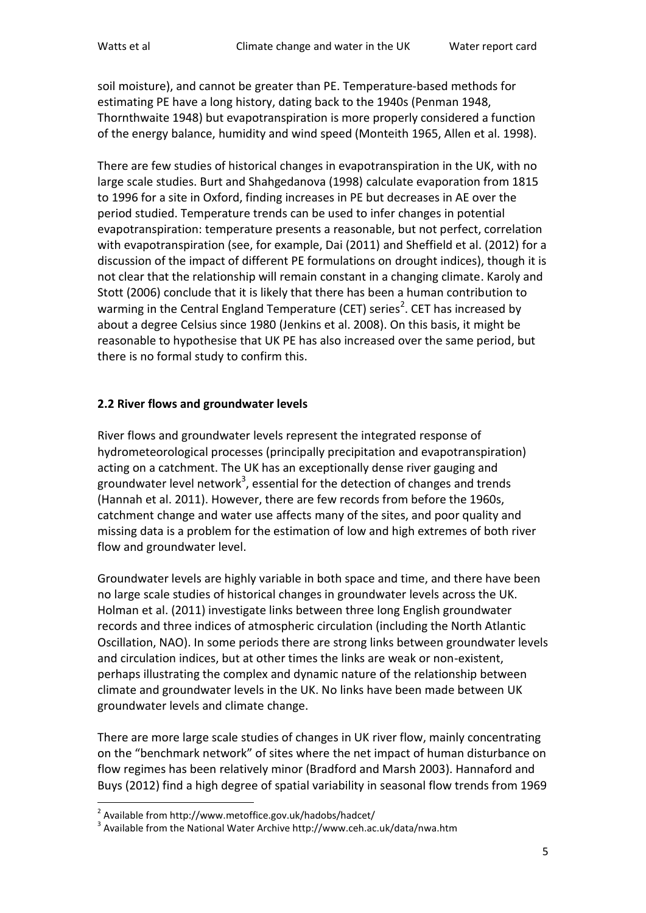soil moisture), and cannot be greater than PE. Temperature-based methods for estimating PE have a long history, dating back to the 1940s (Penman 1948, Thornthwaite 1948) but evapotranspiration is more properly considered a function of the energy balance, humidity and wind speed (Monteith 1965, Allen et al. 1998).

There are few studies of historical changes in evapotranspiration in the UK, with no large scale studies. Burt and Shahgedanova (1998) calculate evaporation from 1815 to 1996 for a site in Oxford, finding increases in PE but decreases in AE over the period studied. Temperature trends can be used to infer changes in potential evapotranspiration: temperature presents a reasonable, but not perfect, correlation with evapotranspiration (see, for example, Dai (2011) and Sheffield et al. (2012) for a discussion of the impact of different PE formulations on drought indices), though it is not clear that the relationship will remain constant in a changing climate. Karoly and Stott (2006) conclude that it is likely that there has been a human contribution to warming in the Central England Temperature (CET) series[2]. CET has increased by about a degree Celsius since 1980 (Jenkins et al. 2008). On this basis, it might be reasonable to hypothesise that UK PE has also increased over the same period, but there is no formal study to confirm this.

## 2.2 River flows and groundwater levels

River flows and groundwater levels represent the integrated response of hydrometeorological processes (principally precipitation and evapotranspiration) acting on a catchment. The UK has an exceptionally dense river gauging and groundwater level network[3], essential for the detection of changes and trends (Hannah et al. 2011). However, there are few records from before the 1960s, catchment change and water use affects many of the sites, and poor quality and missing data is a problem for the estimation of low and high extremes of both river flow and groundwater level.

Groundwater levels are highly variable in both space and time, and there have been no large scale studies of historical changes in groundwater levels across the UK. Holman et al. (2011) investigate links between three long English groundwater records and three indices of atmospheric circulation (including the North Atlantic Oscillation, NAO). In some periods there are strong links between groundwater levels and circulation indices, but at other times the links are weak or non-existent, perhaps illustrating the complex and dynamic nature of the relationship between climate and groundwater levels in the UK. No links have been made between UK groundwater levels and climate change.

There are more large scale studies of changes in UK river flow, mainly concentrating on the "benchmark network" of sites where the net impact of human disturbance on flow regimes has been relatively minor (Bradford and Marsh 2003). Hannaford and Buys (2012) find a high degree of spatial variability in seasonal flow trends from 1969

[2] Available from http://www.metoffice.gov.uk/hadobs/hadcet/

[3] Available from the National Water Archive http://www.ceh.ac.uk/data/nwa.htm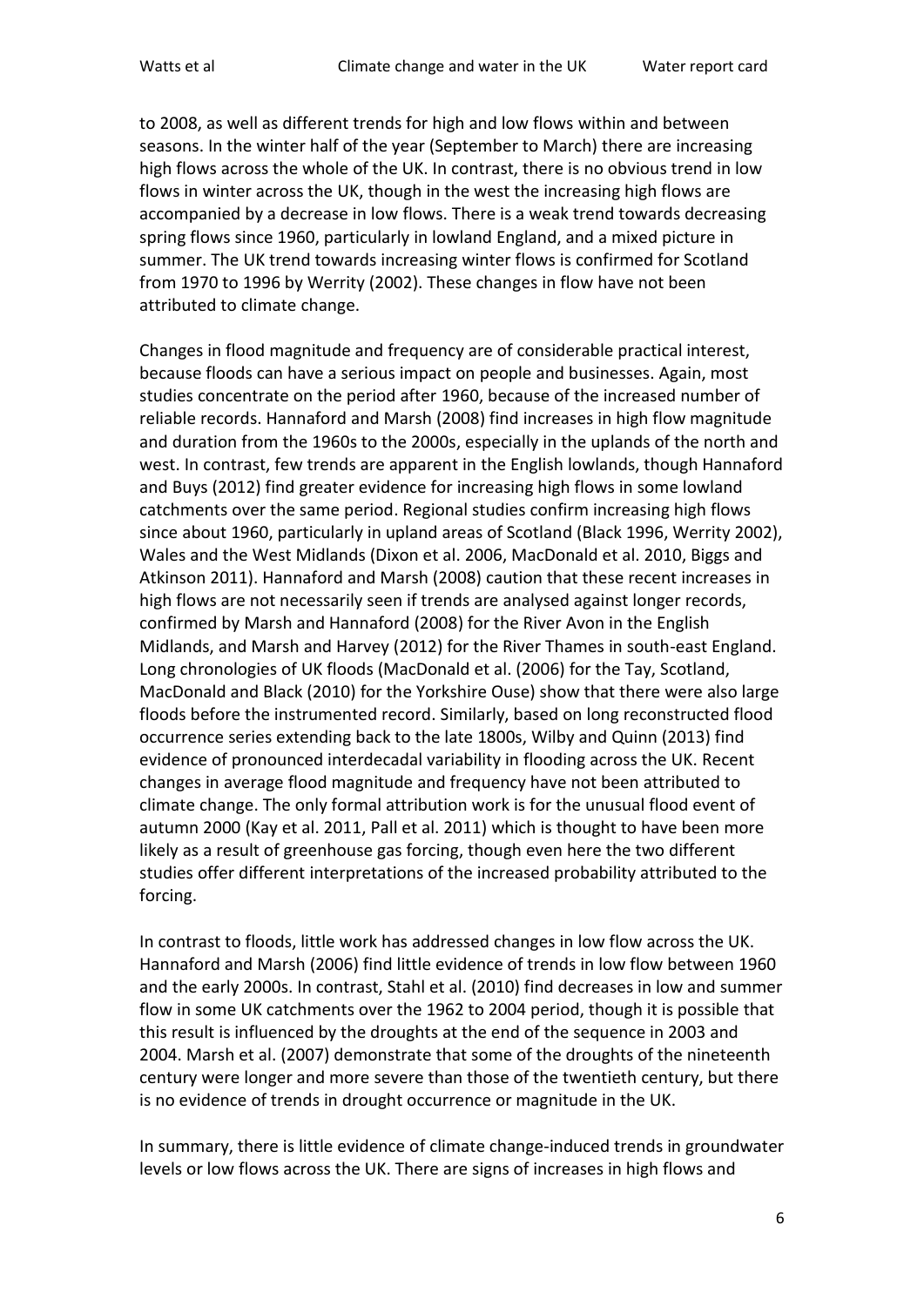to 2008, as well as different trends for high and low flows within and between seasons. In the winter half of the year (September to March) there are increasing high flows across the whole of the UK. In contrast, there is no obvious trend in low flows in winter across the UK, though in the west the increasing high flows are accompanied by a decrease in low flows. There is a weak trend towards decreasing spring flows since 1960, particularly in lowland England, and a mixed picture in summer. The UK trend towards increasing winter flows is confirmed for Scotland from 1970 to 1996 by Werrity (2002). These changes in flow have not been attributed to climate change.

Changes in flood magnitude and frequency are of considerable practical interest, because floods can have a serious impact on people and businesses. Again, most studies concentrate on the period after 1960, because of the increased number of reliable records. Hannaford and Marsh (2008) find increases in high flow magnitude and duration from the 1960s to the 2000s, especially in the uplands of the north and west. In contrast, few trends are apparent in the English lowlands, though Hannaford and Buys (2012) find greater evidence for increasing high flows in some lowland catchments over the same period. Regional studies confirm increasing high flows since about 1960, particularly in upland areas of Scotland (Black 1996, Werrity 2002), Wales and the West Midlands (Dixon et al. 2006, MacDonald et al. 2010, Biggs and Atkinson 2011). Hannaford and Marsh (2008) caution that these recent increases in high flows are not necessarily seen if trends are analysed against longer records, confirmed by Marsh and Hannaford (2008) for the River Avon in the English Midlands, and Marsh and Harvey (2012) for the River Thames in south-east England. Long chronologies of UK floods (MacDonald et al. (2006) for the Tay, Scotland, MacDonald and Black (2010) for the Yorkshire Ouse) show that there were also large floods before the instrumented record. Similarly, based on long reconstructed flood occurrence series extending back to the late 1800s, Wilby and Quinn (2013) find evidence of pronounced interdecadal variability in flooding across the UK. Recent changes in average flood magnitude and frequency have not been attributed to climate change. The only formal attribution work is for the unusual flood event of autumn 2000 (Kay et al. 2011, Pall et al. 2011) which is thought to have been more likely as a result of greenhouse gas forcing, though even here the two different studies offer different interpretations of the increased probability attributed to the forcing.

In contrast to floods, little work has addressed changes in low flow across the UK. Hannaford and Marsh (2006) find little evidence of trends in low flow between 1960 and the early 2000s. In contrast, Stahl et al. (2010) find decreases in low and summer flow in some UK catchments over the 1962 to 2004 period, though it is possible that this result is influenced by the droughts at the end of the sequence in 2003 and 2004. Marsh et al. (2007) demonstrate that some of the droughts of the nineteenth century were longer and more severe than those of the twentieth century, but there is no evidence of trends in drought occurrence or magnitude in the UK.

In summary, there is little evidence of climate change-induced trends in groundwater levels or low flows across the UK. There are signs of increases in high flows and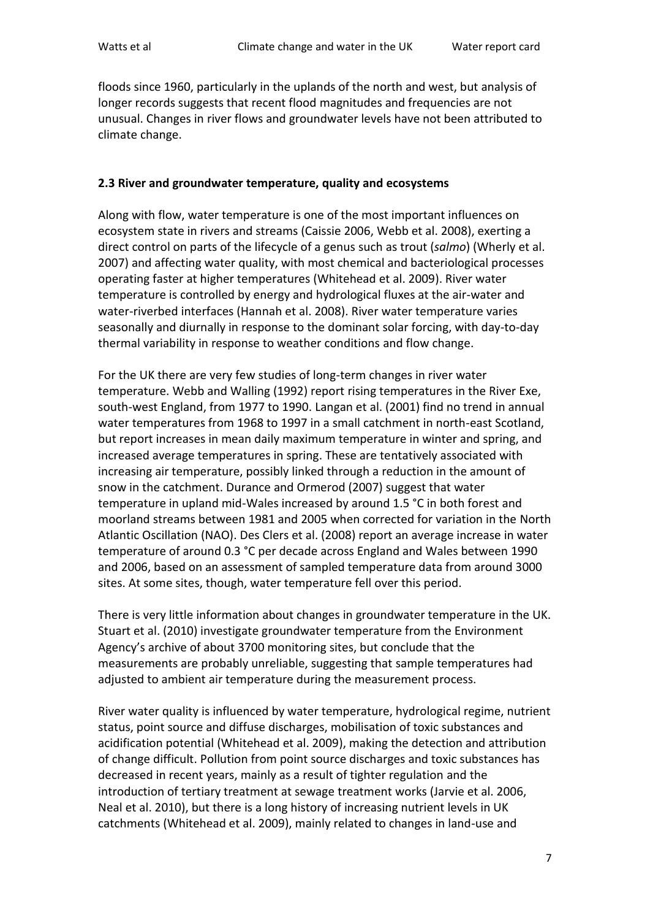floods since 1960, particularly in the uplands of the north and west, but analysis of longer records suggests that recent flood magnitudes and frequencies are not unusual. Changes in river flows and groundwater levels have not been attributed to climate change.

### 2.3 River and groundwater temperature, quality and ecosystems

Along with flow, water temperature is one of the most important influences on ecosystem state in rivers and streams (Caissie 2006, Webb et al. 2008), exerting a direct control on parts of the lifecycle of a genus such as trout (*salmo*) (Wherly et al. 2007) and affecting water quality, with most chemical and bacteriological processes operating faster at higher temperatures (Whitehead et al. 2009). River water temperature is controlled by energy and hydrological fluxes at the air-water and water-riverbed interfaces (Hannah et al. 2008). River water temperature varies seasonally and diurnally in response to the dominant solar forcing, with day-to-day thermal variability in response to weather conditions and flow change.

For the UK there are very few studies of long-term changes in river water temperature. Webb and Walling (1992) report rising temperatures in the River Exe, south-west England, from 1977 to 1990. Langan et al. (2001) find no trend in annual water temperatures from 1968 to 1997 in a small catchment in north-east Scotland, but report increases in mean daily maximum temperature in winter and spring, and increased average temperatures in spring. These are tentatively associated with increasing air temperature, possibly linked through a reduction in the amount of snow in the catchment. Durance and Ormerod (2007) suggest that water temperature in upland mid-Wales increased by around 1.5 °C in both forest and moorland streams between 1981 and 2005 when corrected for variation in the North Atlantic Oscillation (NAO). Des Clers et al. (2008) report an average increase in water temperature of around 0.3 °C per decade across England and Wales between 1990 and 2006, based on an assessment of sampled temperature data from around 3000 sites. At some sites, though, water temperature fell over this period.

There is very little information about changes in groundwater temperature in the UK. Stuart et al. (2010) investigate groundwater temperature from the Environment Agency's archive of about 3700 monitoring sites, but conclude that the measurements are probably unreliable, suggesting that sample temperatures had adjusted to ambient air temperature during the measurement process.

River water quality is influenced by water temperature, hydrological regime, nutrient status, point source and diffuse discharges, mobilisation of toxic substances and acidification potential (Whitehead et al. 2009), making the detection and attribution of change difficult. Pollution from point source discharges and toxic substances has decreased in recent years, mainly as a result of tighter regulation and the introduction of tertiary treatment at sewage treatment works (Jarvie et al. 2006, Neal et al. 2010), but there is a long history of increasing nutrient levels in UK catchments (Whitehead et al. 2009), mainly related to changes in land-use and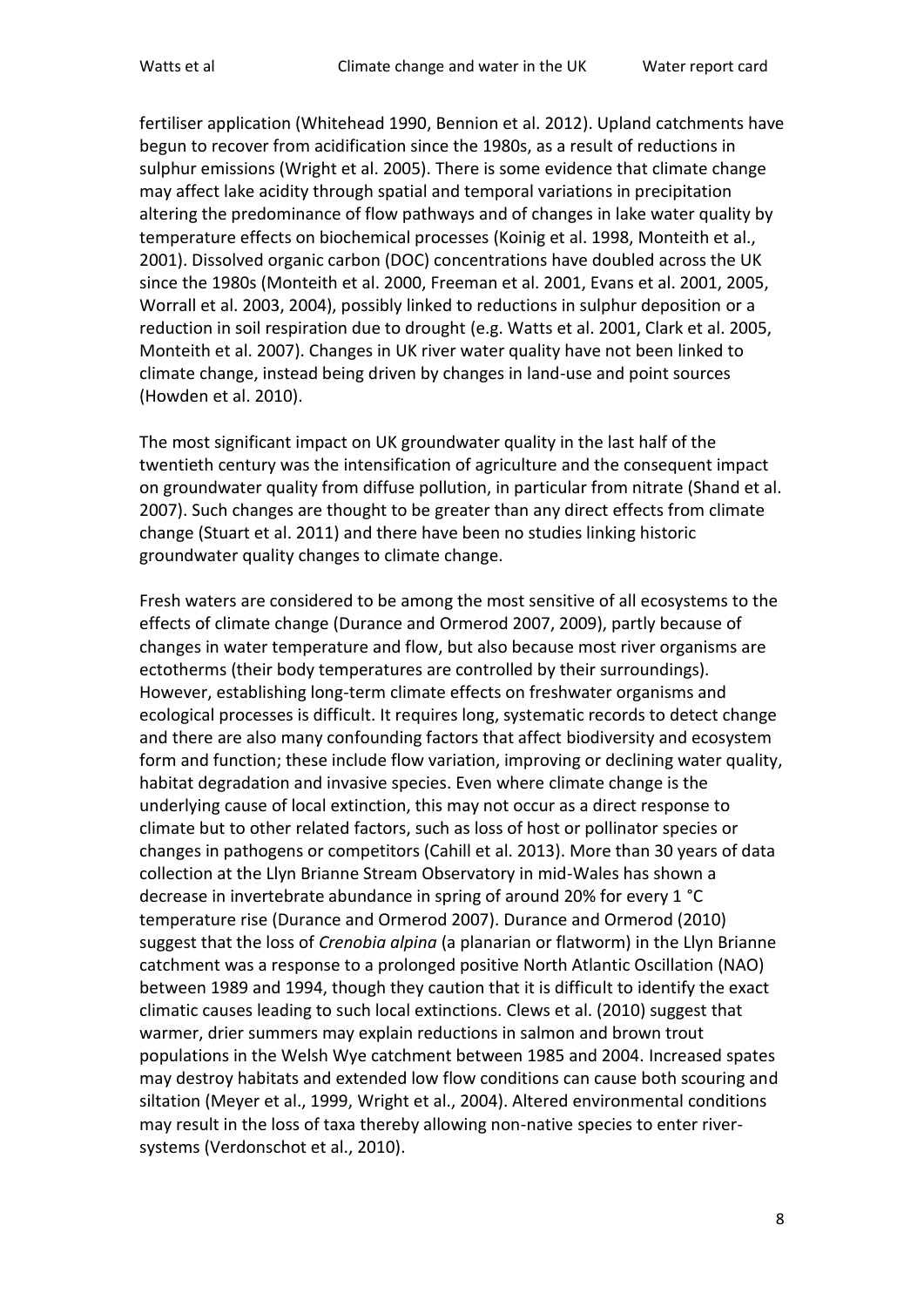fertiliser application (Whitehead 1990, Bennion et al. 2012). Upland catchments have begun to recover from acidification since the 1980s, as a result of reductions in sulphur emissions (Wright et al. 2005). There is some evidence that climate change may affect lake acidity through spatial and temporal variations in precipitation altering the predominance of flow pathways and of changes in lake water quality by temperature effects on biochemical processes (Koinig et al. 1998, Monteith et al., 2001). Dissolved organic carbon (DOC) concentrations have doubled across the UK since the 1980s (Monteith et al. 2000, Freeman et al. 2001, Evans et al. 2001, 2005, Worrall et al. 2003, 2004), possibly linked to reductions in sulphur deposition or a reduction in soil respiration due to drought (e.g. Watts et al. 2001, Clark et al. 2005, Monteith et al. 2007). Changes in UK river water quality have not been linked to climate change, instead being driven by changes in land-use and point sources (Howden et al. 2010).

The most significant impact on UK groundwater quality in the last half of the twentieth century was the intensification of agriculture and the consequent impact on groundwater quality from diffuse pollution, in particular from nitrate (Shand et al. 2007). Such changes are thought to be greater than any direct effects from climate change (Stuart et al. 2011) and there have been no studies linking historic groundwater quality changes to climate change.

Fresh waters are considered to be among the most sensitive of all ecosystems to the effects of climate change (Durance and Ormerod 2007, 2009), partly because of changes in water temperature and flow, but also because most river organisms are ectotherms (their body temperatures are controlled by their surroundings). However, establishing long-term climate effects on freshwater organisms and ecological processes is difficult. It requires long, systematic records to detect change and there are also many confounding factors that affect biodiversity and ecosystem form and function; these include flow variation, improving or declining water quality, habitat degradation and invasive species. Even where climate change is the underlying cause of local extinction, this may not occur as a direct response to climate but to other related factors, such as loss of host or pollinator species or changes in pathogens or competitors (Cahill et al. 2013). More than 30 years of data collection at the Llyn Brianne Stream Observatory in mid-Wales has shown a decrease in invertebrate abundance in spring of around 20% for every 1 °C temperature rise (Durance and Ormerod 2007). Durance and Ormerod (2010) suggest that the loss of *Crenobia alpina* (a planarian or flatworm) in the Llyn Brianne catchment was a response to a prolonged positive North Atlantic Oscillation (NAO) between 1989 and 1994, though they caution that it is difficult to identify the exact climatic causes leading to such local extinctions. Clews et al. (2010) suggest that warmer, drier summers may explain reductions in salmon and brown trout populations in the Welsh Wye catchment between 1985 and 2004. Increased spates may destroy habitats and extended low flow conditions can cause both scouring and siltation (Meyer et al., 1999, Wright et al., 2004). Altered environmental conditions may result in the loss of taxa thereby allowing non-native species to enter river-systems (Verdonschot et al., 2010).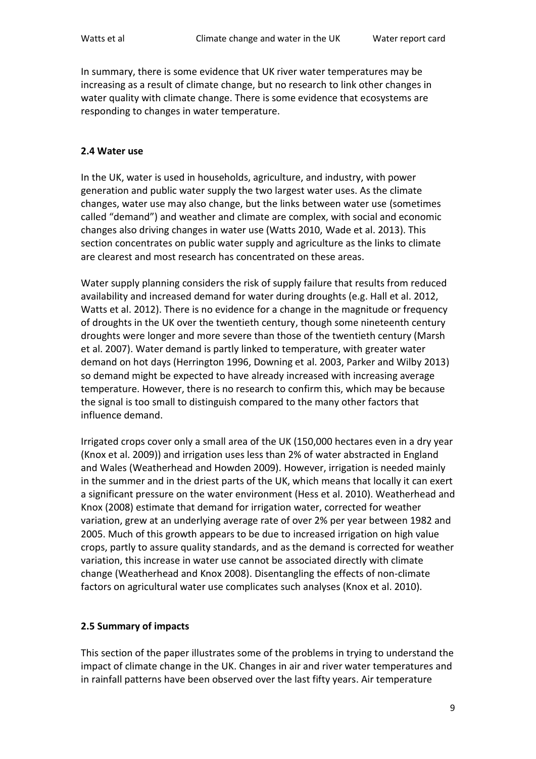In summary, there is some evidence that UK river water temperatures may be increasing as a result of climate change, but no research to link other changes in water quality with climate change. There is some evidence that ecosystems are responding to changes in water temperature.

### 2.4 Water use

In the UK, water is used in households, agriculture, and industry, with power generation and public water supply the two largest water uses. As the climate changes, water use may also change, but the links between water use (sometimes called "demand") and weather and climate are complex, with social and economic changes also driving changes in water use (Watts 2010, Wade et al. 2013). This section concentrates on public water supply and agriculture as the links to climate are clearest and most research has concentrated on these areas.

Water supply planning considers the risk of supply failure that results from reduced availability and increased demand for water during droughts (e.g. Hall et al. 2012, Watts et al. 2012). There is no evidence for a change in the magnitude or frequency of droughts in the UK over the twentieth century, though some nineteenth century droughts were longer and more severe than those of the twentieth century (Marsh et al. 2007). Water demand is partly linked to temperature, with greater water demand on hot days (Herrington 1996, Downing et al. 2003, Parker and Wilby 2013) so demand might be expected to have already increased with increasing average temperature. However, there is no research to confirm this, which may be because the signal is too small to distinguish compared to the many other factors that influence demand.

Irrigated crops cover only a small area of the UK (150,000 hectares even in a dry year (Knox et al. 2009)) and irrigation uses less than 2% of water abstracted in England and Wales (Weatherhead and Howden 2009). However, irrigation is needed mainly in the summer and in the driest parts of the UK, which means that locally it can exert a significant pressure on the water environment (Hess et al. 2010). Weatherhead and Knox (2008) estimate that demand for irrigation water, corrected for weather variation, grew at an underlying average rate of over 2% per year between 1982 and 2005. Much of this growth appears to be due to increased irrigation on high value crops, partly to assure quality standards, and as the demand is corrected for weather variation, this increase in water use cannot be associated directly with climate change (Weatherhead and Knox 2008). Disentangling the effects of non-climate factors on agricultural water use complicates such analyses (Knox et al. 2010).

### 2.5 Summary of impacts

This section of the paper illustrates some of the problems in trying to understand the impact of climate change in the UK. Changes in air and river water temperatures and in rainfall patterns have been observed over the last fifty years. Air temperature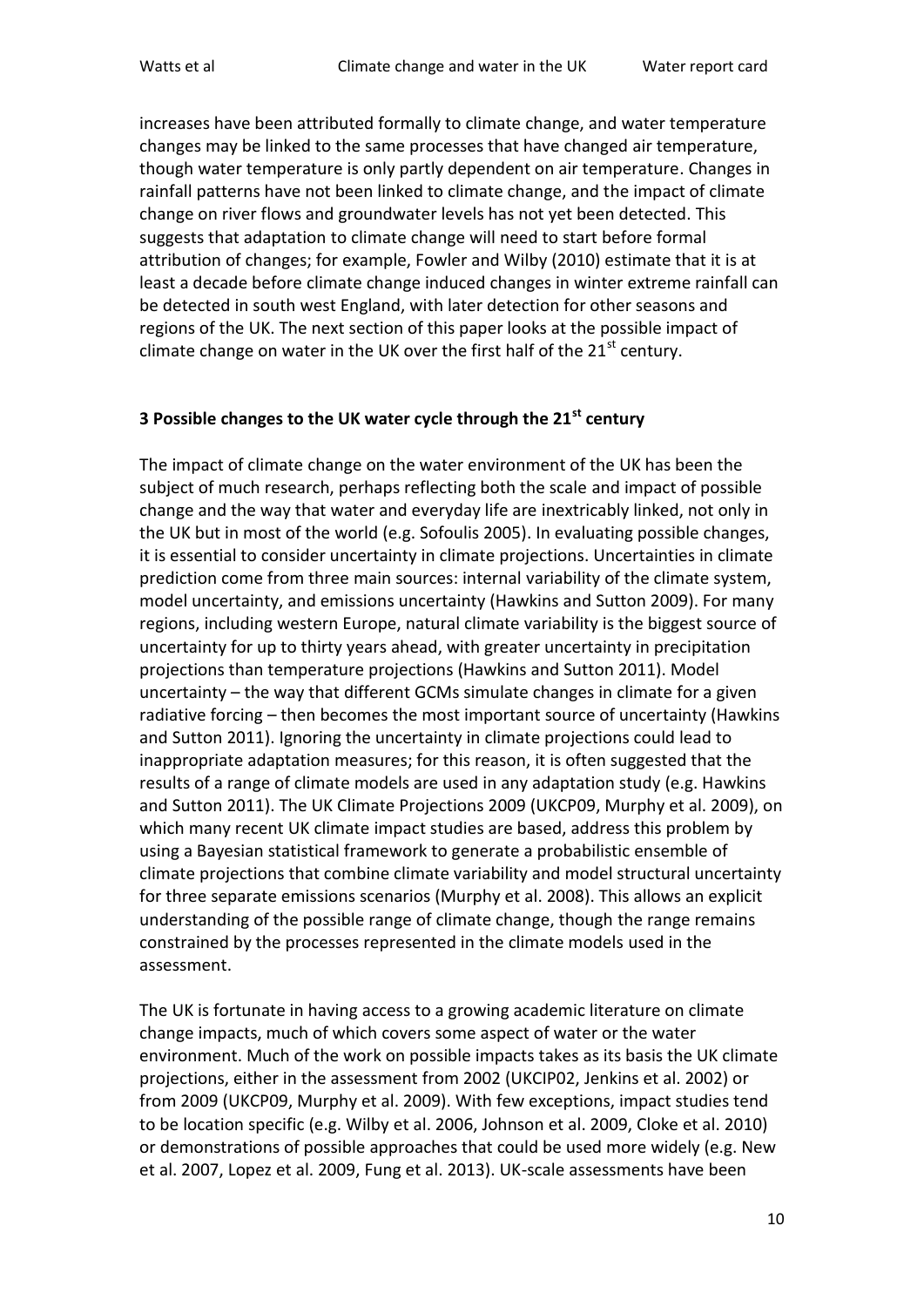increases have been attributed formally to climate change, and water temperature changes may be linked to the same processes that have changed air temperature, though water temperature is only partly dependent on air temperature. Changes in rainfall patterns have not been linked to climate change, and the impact of climate change on river flows and groundwater levels has not yet been detected. This suggests that adaptation to climate change will need to start before formal attribution of changes; for example, Fowler and Wilby (2010) estimate that it is at least a decade before climate change induced changes in winter extreme rainfall can be detected in south west England, with later detection for other seasons and regions of the UK. The next section of this paper looks at the possible impact of climate change on water in the UK over the first half of the 21st century.

## 3 Possible changes to the UK water cycle through the 21st century

The impact of climate change on the water environment of the UK has been the subject of much research, perhaps reflecting both the scale and impact of possible change and the way that water and everyday life are inextricably linked, not only in the UK but in most of the world (e.g. Sofoulis 2005). In evaluating possible changes, it is essential to consider uncertainty in climate projections. Uncertainties in climate prediction come from three main sources: internal variability of the climate system, model uncertainty, and emissions uncertainty (Hawkins and Sutton 2009). For many regions, including western Europe, natural climate variability is the biggest source of uncertainty for up to thirty years ahead, with greater uncertainty in precipitation projections than temperature projections (Hawkins and Sutton 2011). Model uncertainty – the way that different GCMs simulate changes in climate for a given radiative forcing – then becomes the most important source of uncertainty (Hawkins and Sutton 2011). Ignoring the uncertainty in climate projections could lead to inappropriate adaptation measures; for this reason, it is often suggested that the results of a range of climate models are used in any adaptation study (e.g. Hawkins and Sutton 2011). The UK Climate Projections 2009 (UKCP09, Murphy et al. 2009), on which many recent UK climate impact studies are based, address this problem by using a Bayesian statistical framework to generate a probabilistic ensemble of climate projections that combine climate variability and model structural uncertainty for three separate emissions scenarios (Murphy et al. 2008). This allows an explicit understanding of the possible range of climate change, though the range remains constrained by the processes represented in the climate models used in the assessment.

The UK is fortunate in having access to a growing academic literature on climate change impacts, much of which covers some aspect of water or the water environment. Much of the work on possible impacts takes as its basis the UK climate projections, either in the assessment from 2002 (UKCIP02, Jenkins et al. 2002) or from 2009 (UKCP09, Murphy et al. 2009). With few exceptions, impact studies tend to be location specific (e.g. Wilby et al. 2006, Johnson et al. 2009, Cloke et al. 2010) or demonstrations of possible approaches that could be used more widely (e.g. New et al. 2007, Lopez et al. 2009, Fung et al. 2013). UK-scale assessments have been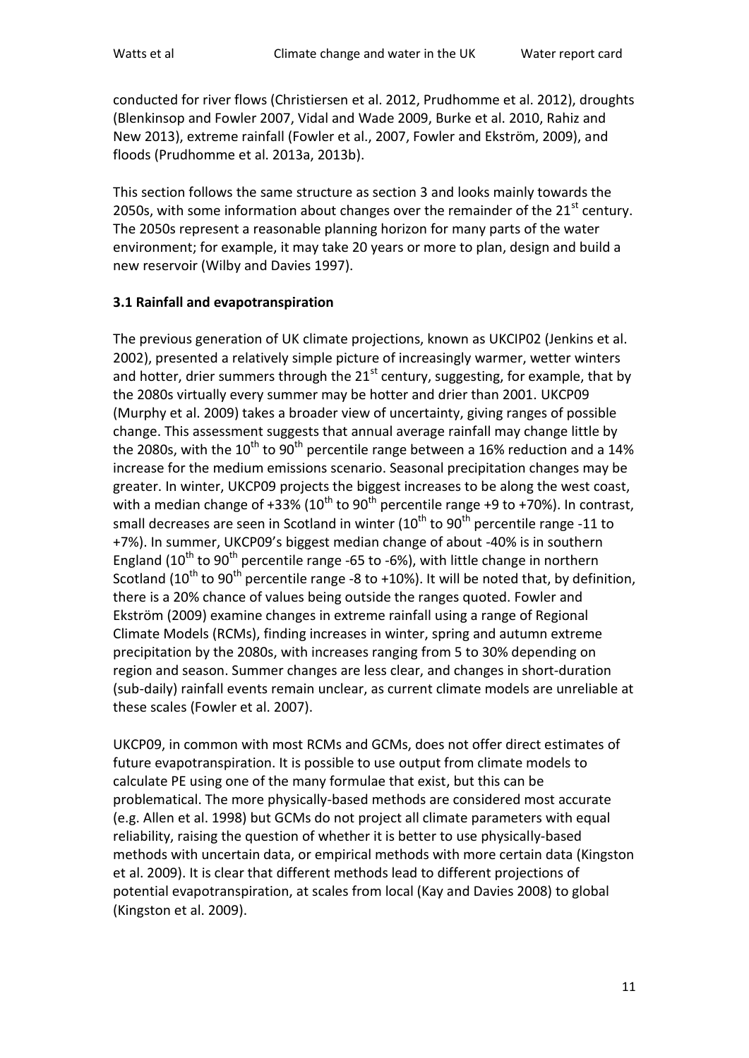conducted for river flows (Christiersen et al. 2012, Prudhomme et al. 2012), droughts (Blenkinsop and Fowler 2007, Vidal and Wade 2009, Burke et al. 2010, Rahiz and New 2013), extreme rainfall (Fowler et al., 2007, Fowler and Ekström, 2009), and floods (Prudhomme et al. 2013a, 2013b).

This section follows the same structure as section 3 and looks mainly towards the 2050s, with some information about changes over the remainder of the 21st century. The 2050s represent a reasonable planning horizon for many parts of the water environment; for example, it may take 20 years or more to plan, design and build a new reservoir (Wilby and Davies 1997).

### 3.1 Rainfall and evapotranspiration

The previous generation of UK climate projections, known as UKCIP02 (Jenkins et al. 2002), presented a relatively simple picture of increasingly warmer, wetter winters and hotter, drier summers through the 21st century, suggesting, for example, that by the 2080s virtually every summer may be hotter and drier than 2001. UKCP09 (Murphy et al. 2009) takes a broader view of uncertainty, giving ranges of possible change. This assessment suggests that annual average rainfall may change little by the 2080s, with the 10th to 90th percentile range between a 16% reduction and a 14% increase for the medium emissions scenario. Seasonal precipitation changes may be greater. In winter, UKCP09 projects the biggest increases to be along the west coast, with a median change of +33% (10th to 90th percentile range +9 to +70%). In contrast, small decreases are seen in Scotland in winter (10th to 90th percentile range -11 to +7%). In summer, UKCP09's biggest median change of about -40% is in southern England (10th to 90th percentile range -65 to -6%), with little change in northern Scotland (10th to 90th percentile range -8 to +10%). It will be noted that, by definition, there is a 20% chance of values being outside the ranges quoted. Fowler and Ekström (2009) examine changes in extreme rainfall using a range of Regional Climate Models (RCMs), finding increases in winter, spring and autumn extreme precipitation by the 2080s, with increases ranging from 5 to 30% depending on region and season. Summer changes are less clear, and changes in short-duration (sub-daily) rainfall events remain unclear, as current climate models are unreliable at these scales (Fowler et al. 2007).

UKCP09, in common with most RCMs and GCMs, does not offer direct estimates of future evapotranspiration. It is possible to use output from climate models to calculate PE using one of the many formulae that exist, but this can be problematical. The more physically-based methods are considered most accurate (e.g. Allen et al. 1998) but GCMs do not project all climate parameters with equal reliability, raising the question of whether it is better to use physically-based methods with uncertain data, or empirical methods with more certain data (Kingston et al. 2009). It is clear that different methods lead to different projections of potential evapotranspiration, at scales from local (Kay and Davies 2008) to global (Kingston et al. 2009).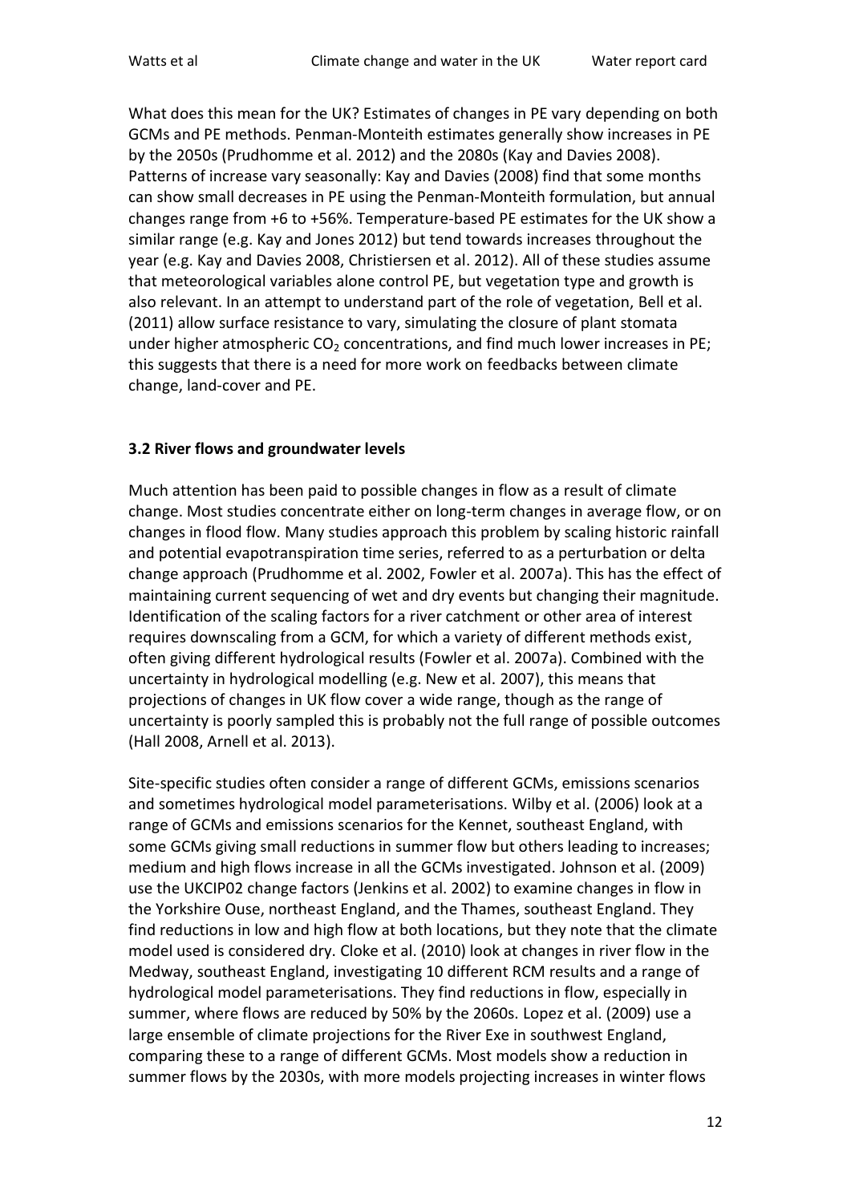What does this mean for the UK? Estimates of changes in PE vary depending on both GCMs and PE methods. Penman-Monteith estimates generally show increases in PE by the 2050s (Prudhomme et al. 2012) and the 2080s (Kay and Davies 2008). Patterns of increase vary seasonally: Kay and Davies (2008) find that some months can show small decreases in PE using the Penman-Monteith formulation, but annual changes range from +6 to +56%. Temperature-based PE estimates for the UK show a similar range (e.g. Kay and Jones 2012) but tend towards increases throughout the year (e.g. Kay and Davies 2008, Christiersen et al. 2012). All of these studies assume that meteorological variables alone control PE, but vegetation type and growth is also relevant. In an attempt to understand part of the role of vegetation, Bell et al. (2011) allow surface resistance to vary, simulating the closure of plant stomata under higher atmospheric $CO_2$ concentrations, and find much lower increases in PE; this suggests that there is a need for more work on feedbacks between climate change, land-cover and PE.

### 3.2 River flows and groundwater levels

Much attention has been paid to possible changes in flow as a result of climate change. Most studies concentrate either on long-term changes in average flow, or on changes in flood flow. Many studies approach this problem by scaling historic rainfall and potential evapotranspiration time series, referred to as a perturbation or delta change approach (Prudhomme et al. 2002, Fowler et al. 2007a). This has the effect of maintaining current sequencing of wet and dry events but changing their magnitude. Identification of the scaling factors for a river catchment or other area of interest requires downscaling from a GCM, for which a variety of different methods exist, often giving different hydrological results (Fowler et al. 2007a). Combined with the uncertainty in hydrological modelling (e.g. New et al. 2007), this means that projections of changes in UK flow cover a wide range, though as the range of uncertainty is poorly sampled this is probably not the full range of possible outcomes (Hall 2008, Arnell et al. 2013).

Site-specific studies often consider a range of different GCMs, emissions scenarios and sometimes hydrological model parameterisations. Wilby et al. (2006) look at a range of GCMs and emissions scenarios for the Kennet, southeast England, with some GCMs giving small reductions in summer flow but others leading to increases; medium and high flows increase in all the GCMs investigated. Johnson et al. (2009) use the UKCIP02 change factors (Jenkins et al. 2002) to examine changes in flow in the Yorkshire Ouse, northeast England, and the Thames, southeast England. They find reductions in low and high flow at both locations, but they note that the climate model used is considered dry. Cloke et al. (2010) look at changes in river flow in the Medway, southeast England, investigating 10 different RCM results and a range of hydrological model parameterisations. They find reductions in flow, especially in summer, where flows are reduced by 50% by the 2060s. Lopez et al. (2009) use a large ensemble of climate projections for the River Exe in southwest England, comparing these to a range of different GCMs. Most models show a reduction in summer flows by the 2030s, with more models projecting increases in winter flows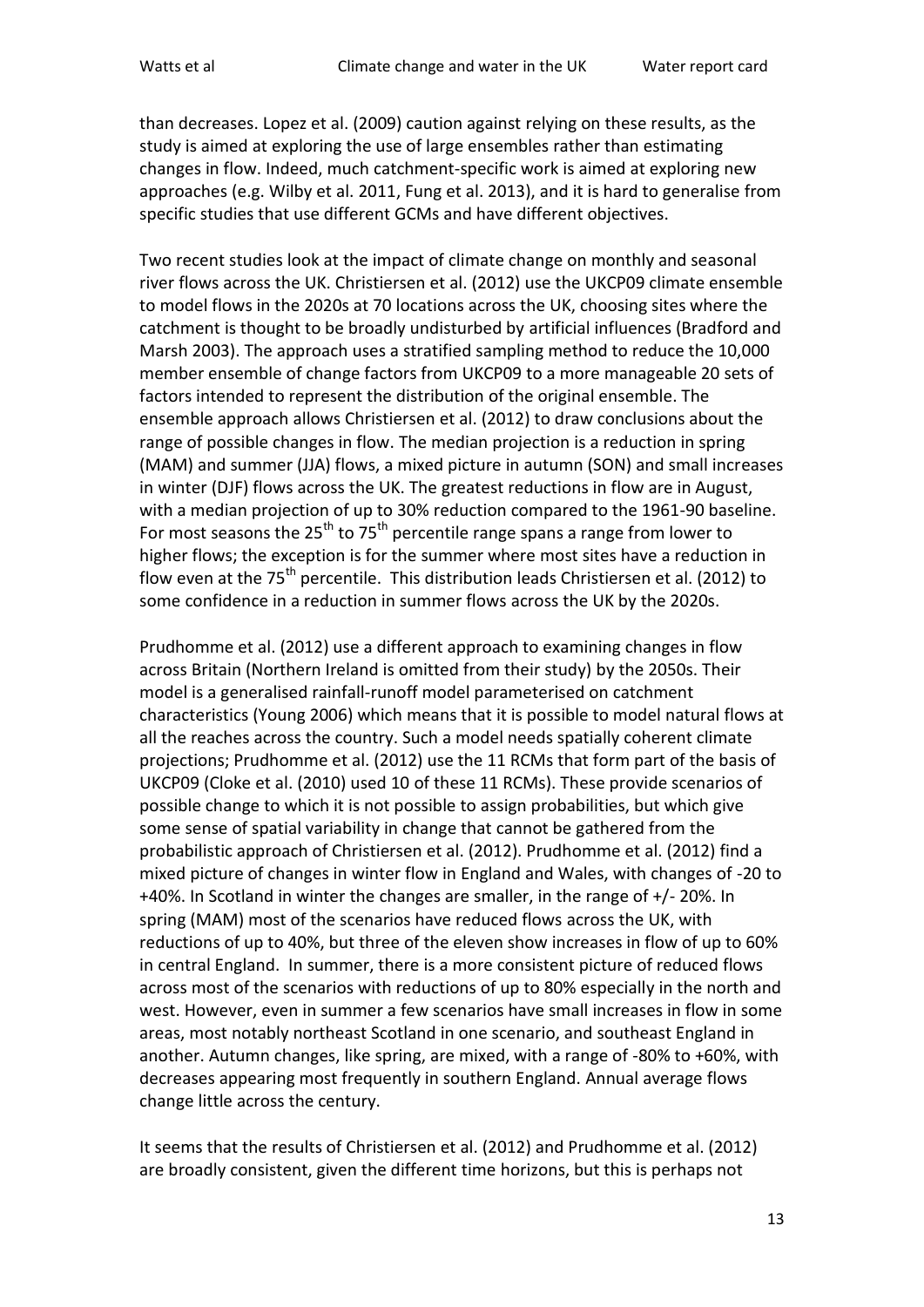than decreases. Lopez et al. (2009) caution against relying on these results, as the study is aimed at exploring the use of large ensembles rather than estimating changes in flow. Indeed, much catchment-specific work is aimed at exploring new approaches (e.g. Wilby et al. 2011, Fung et al. 2013), and it is hard to generalise from specific studies that use different GCMs and have different objectives.

Two recent studies look at the impact of climate change on monthly and seasonal river flows across the UK. Christiersen et al. (2012) use the UKCP09 climate ensemble to model flows in the 2020s at 70 locations across the UK, choosing sites where the catchment is thought to be broadly undisturbed by artificial influences (Bradford and Marsh 2003). The approach uses a stratified sampling method to reduce the 10,000 member ensemble of change factors from UKCP09 to a more manageable 20 sets of factors intended to represent the distribution of the original ensemble. The ensemble approach allows Christiersen et al. (2012) to draw conclusions about the range of possible changes in flow. The median projection is a reduction in spring (MAM) and summer (JJA) flows, a mixed picture in autumn (SON) and small increases in winter (DJF) flows across the UK. The greatest reductions in flow are in August, with a median projection of up to 30% reduction compared to the 1961-90 baseline. For most seasons the 25$^{th}$ to 75$^{th}$ percentile range spans a range from lower to higher flows; the exception is for the summer where most sites have a reduction in flow even at the 75$^{th}$ percentile. This distribution leads Christiersen et al. (2012) to some confidence in a reduction in summer flows across the UK by the 2020s.

Prudhomme et al. (2012) use a different approach to examining changes in flow across Britain (Northern Ireland is omitted from their study) by the 2050s. Their model is a generalised rainfall-runoff model parameterised on catchment characteristics (Young 2006) which means that it is possible to model natural flows at all the reaches across the country. Such a model needs spatially coherent climate projections; Prudhomme et al. (2012) use the 11 RCMs that form part of the basis of UKCP09 (Cloke et al. (2010) used 10 of these 11 RCMs). These provide scenarios of possible change to which it is not possible to assign probabilities, but which give some sense of spatial variability in change that cannot be gathered from the probabilistic approach of Christiersen et al. (2012). Prudhomme et al. (2012) find a mixed picture of changes in winter flow in England and Wales, with changes of -20 to +40%. In Scotland in winter the changes are smaller, in the range of +/- 20%. In spring (MAM) most of the scenarios have reduced flows across the UK, with reductions of up to 40%, but three of the eleven show increases in flow of up to 60% in central England. In summer, there is a more consistent picture of reduced flows across most of the scenarios with reductions of up to 80% especially in the north and west. However, even in summer a few scenarios have small increases in flow in some areas, most notably northeast Scotland in one scenario, and southeast England in another. Autumn changes, like spring, are mixed, with a range of -80% to +60%, with decreases appearing most frequently in southern England. Annual average flows change little across the century.

It seems that the results of Christiersen et al. (2012) and Prudhomme et al. (2012) are broadly consistent, given the different time horizons, but this is perhaps not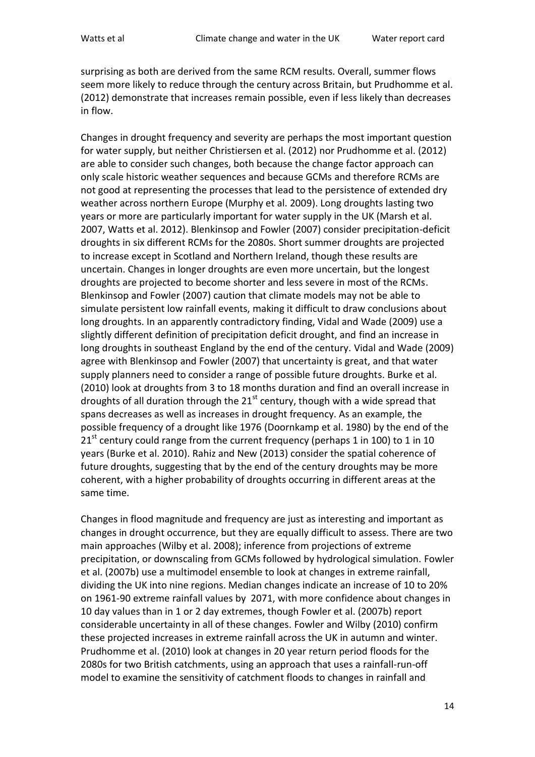surprising as both are derived from the same RCM results. Overall, summer flows seem more likely to reduce through the century across Britain, but Prudhomme et al. (2012) demonstrate that increases remain possible, even if less likely than decreases in flow.

Changes in drought frequency and severity are perhaps the most important question for water supply, but neither Christiersen et al. (2012) nor Prudhomme et al. (2012) are able to consider such changes, both because the change factor approach can only scale historic weather sequences and because GCMs and therefore RCMs are not good at representing the processes that lead to the persistence of extended dry weather across northern Europe (Murphy et al. 2009). Long droughts lasting two years or more are particularly important for water supply in the UK (Marsh et al. 2007, Watts et al. 2012). Blenkinsop and Fowler (2007) consider precipitation-deficit droughts in six different RCMs for the 2080s. Short summer droughts are projected to increase except in Scotland and Northern Ireland, though these results are uncertain. Changes in longer droughts are even more uncertain, but the longest droughts are projected to become shorter and less severe in most of the RCMs. Blenkinsop and Fowler (2007) caution that climate models may not be able to simulate persistent low rainfall events, making it difficult to draw conclusions about long droughts. In an apparently contradictory finding, Vidal and Wade (2009) use a slightly different definition of precipitation deficit drought, and find an increase in long droughts in southeast England by the end of the century. Vidal and Wade (2009) agree with Blenkinsop and Fowler (2007) that uncertainty is great, and that water supply planners need to consider a range of possible future droughts. Burke et al. (2010) look at droughts from 3 to 18 months duration and find an overall increase in droughts of all duration through the 21st century, though with a wide spread that spans decreases as well as increases in drought frequency. As an example, the possible frequency of a drought like 1976 (Doornkamp et al. 1980) by the end of the 21st century could range from the current frequency (perhaps 1 in 100) to 1 in 10 years (Burke et al. 2010). Rahiz and New (2013) consider the spatial coherence of future droughts, suggesting that by the end of the century droughts may be more coherent, with a higher probability of droughts occurring in different areas at the same time.

Changes in flood magnitude and frequency are just as interesting and important as changes in drought occurrence, but they are equally difficult to assess. There are two main approaches (Wilby et al. 2008); inference from projections of extreme precipitation, or downscaling from GCMs followed by hydrological simulation. Fowler et al. (2007b) use a multimodel ensemble to look at changes in extreme rainfall, dividing the UK into nine regions. Median changes indicate an increase of 10 to 20% on 1961-90 extreme rainfall values by 2071, with more confidence about changes in 10 day values than in 1 or 2 day extremes, though Fowler et al. (2007b) report considerable uncertainty in all of these changes. Fowler and Wilby (2010) confirm these projected increases in extreme rainfall across the UK in autumn and winter. Prudhomme et al. (2010) look at changes in 20 year return period floods for the 2080s for two British catchments, using an approach that uses a rainfall-run-off model to examine the sensitivity of catchment floods to changes in rainfall and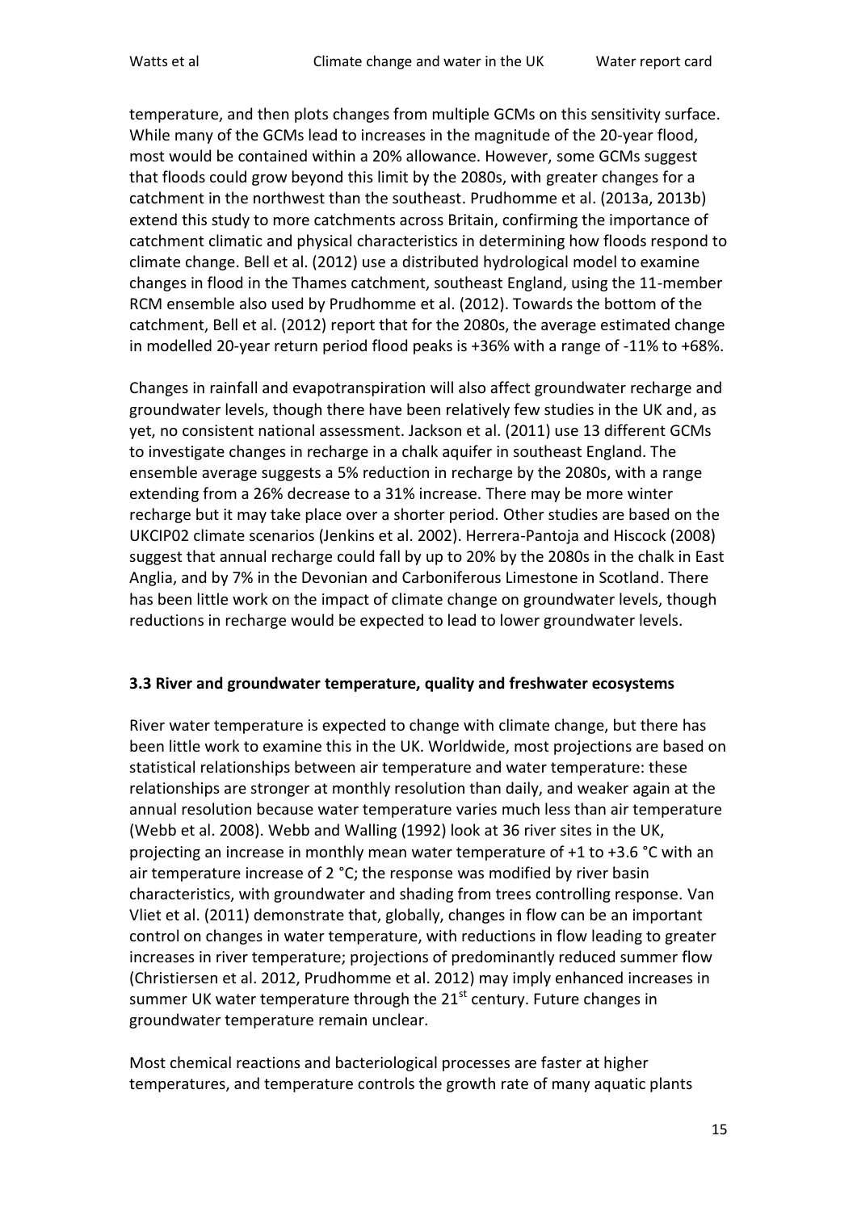temperature, and then plots changes from multiple GCMs on this sensitivity surface. While many of the GCMs lead to increases in the magnitude of the 20-year flood, most would be contained within a 20% allowance. However, some GCMs suggest that floods could grow beyond this limit by the 2080s, with greater changes for a catchment in the northwest than the southeast. Prudhomme et al. (2013a, 2013b) extend this study to more catchments across Britain, confirming the importance of catchment climatic and physical characteristics in determining how floods respond to climate change. Bell et al. (2012) use a distributed hydrological model to examine changes in flood in the Thames catchment, southeast England, using the 11-member RCM ensemble also used by Prudhomme et al. (2012). Towards the bottom of the catchment, Bell et al. (2012) report that for the 2080s, the average estimated change in modelled 20-year return period flood peaks is +36% with a range of -11% to +68%.

Changes in rainfall and evapotranspiration will also affect groundwater recharge and groundwater levels, though there have been relatively few studies in the UK and, as yet, no consistent national assessment. Jackson et al. (2011) use 13 different GCMs to investigate changes in recharge in a chalk aquifer in southeast England. The ensemble average suggests a 5% reduction in recharge by the 2080s, with a range extending from a 26% decrease to a 31% increase. There may be more winter recharge but it may take place over a shorter period. Other studies are based on the UKCIP02 climate scenarios (Jenkins et al. 2002). Herrera-Pantoja and Hiscock (2008) suggest that annual recharge could fall by up to 20% by the 2080s in the chalk in East Anglia, and by 7% in the Devonian and Carboniferous Limestone in Scotland. There has been little work on the impact of climate change on groundwater levels, though reductions in recharge would be expected to lead to lower groundwater levels.

### 3.3 River and groundwater temperature, quality and freshwater ecosystems

River water temperature is expected to change with climate change, but there has been little work to examine this in the UK. Worldwide, most projections are based on statistical relationships between air temperature and water temperature: these relationships are stronger at monthly resolution than daily, and weaker again at the annual resolution because water temperature varies much less than air temperature (Webb et al. 2008). Webb and Walling (1992) look at 36 river sites in the UK, projecting an increase in monthly mean water temperature of +1 to +3.6 °C with an air temperature increase of 2 °C; the response was modified by river basin characteristics, with groundwater and shading from trees controlling response. Van Vliet et al. (2011) demonstrate that, globally, changes in flow can be an important control on changes in water temperature, with reductions in flow leading to greater increases in river temperature; projections of predominantly reduced summer flow (Christiersen et al. 2012, Prudhomme et al. 2012) may imply enhanced increases in summer UK water temperature through the 21st century. Future changes in groundwater temperature remain unclear.

Most chemical reactions and bacteriological processes are faster at higher temperatures, and temperature controls the growth rate of many aquatic plants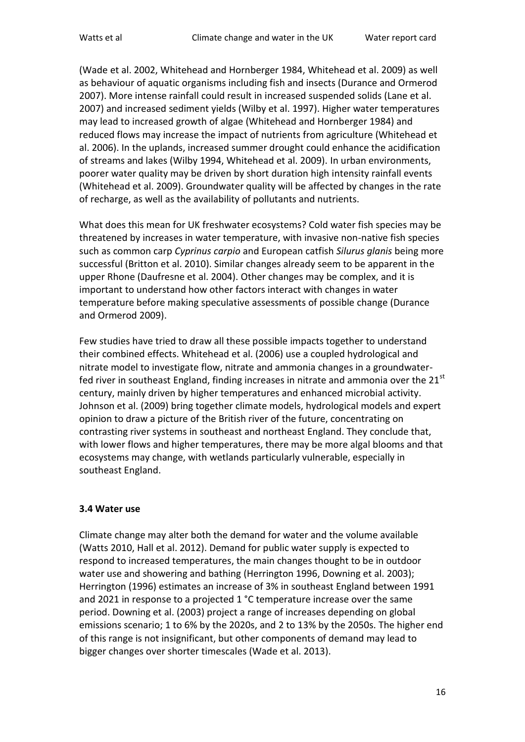(Wade et al. 2002, Whitehead and Hornberger 1984, Whitehead et al. 2009) as well as behaviour of aquatic organisms including fish and insects (Durance and Ormerod 2007). More intense rainfall could result in increased suspended solids (Lane et al. 2007) and increased sediment yields (Wilby et al. 1997). Higher water temperatures may lead to increased growth of algae (Whitehead and Hornberger 1984) and reduced flows may increase the impact of nutrients from agriculture (Whitehead et al. 2006). In the uplands, increased summer drought could enhance the acidification of streams and lakes (Wilby 1994, Whitehead et al. 2009). In urban environments, poorer water quality may be driven by short duration high intensity rainfall events (Whitehead et al. 2009). Groundwater quality will be affected by changes in the rate of recharge, as well as the availability of pollutants and nutrients.

What does this mean for UK freshwater ecosystems? Cold water fish species may be threatened by increases in water temperature, with invasive non-native fish species such as common carp *Cyprinus carpio* and European catfish *Silurus glanis* being more successful (Britton et al. 2010). Similar changes already seem to be apparent in the upper Rhone (Daufresne et al. 2004). Other changes may be complex, and it is important to understand how other factors interact with changes in water temperature before making speculative assessments of possible change (Durance and Ormerod 2009).

Few studies have tried to draw all these possible impacts together to understand their combined effects. Whitehead et al. (2006) use a coupled hydrological and nitrate model to investigate flow, nitrate and ammonia changes in a groundwater-fed river in southeast England, finding increases in nitrate and ammonia over the 21st century, mainly driven by higher temperatures and enhanced microbial activity. Johnson et al. (2009) bring together climate models, hydrological models and expert opinion to draw a picture of the British river of the future, concentrating on contrasting river systems in southeast and northeast England. They conclude that, with lower flows and higher temperatures, there may be more algal blooms and that ecosystems may change, with wetlands particularly vulnerable, especially in southeast England.

### 3.4 Water use

Climate change may alter both the demand for water and the volume available (Watts 2010, Hall et al. 2012). Demand for public water supply is expected to respond to increased temperatures, the main changes thought to be in outdoor water use and showering and bathing (Herrington 1996, Downing et al. 2003); Herrington (1996) estimates an increase of 3% in southeast England between 1991 and 2021 in response to a projected 1 °C temperature increase over the same period. Downing et al. (2003) project a range of increases depending on global emissions scenario; 1 to 6% by the 2020s, and 2 to 13% by the 2050s. The higher end of this range is not insignificant, but other components of demand may lead to bigger changes over shorter timescales (Wade et al. 2013).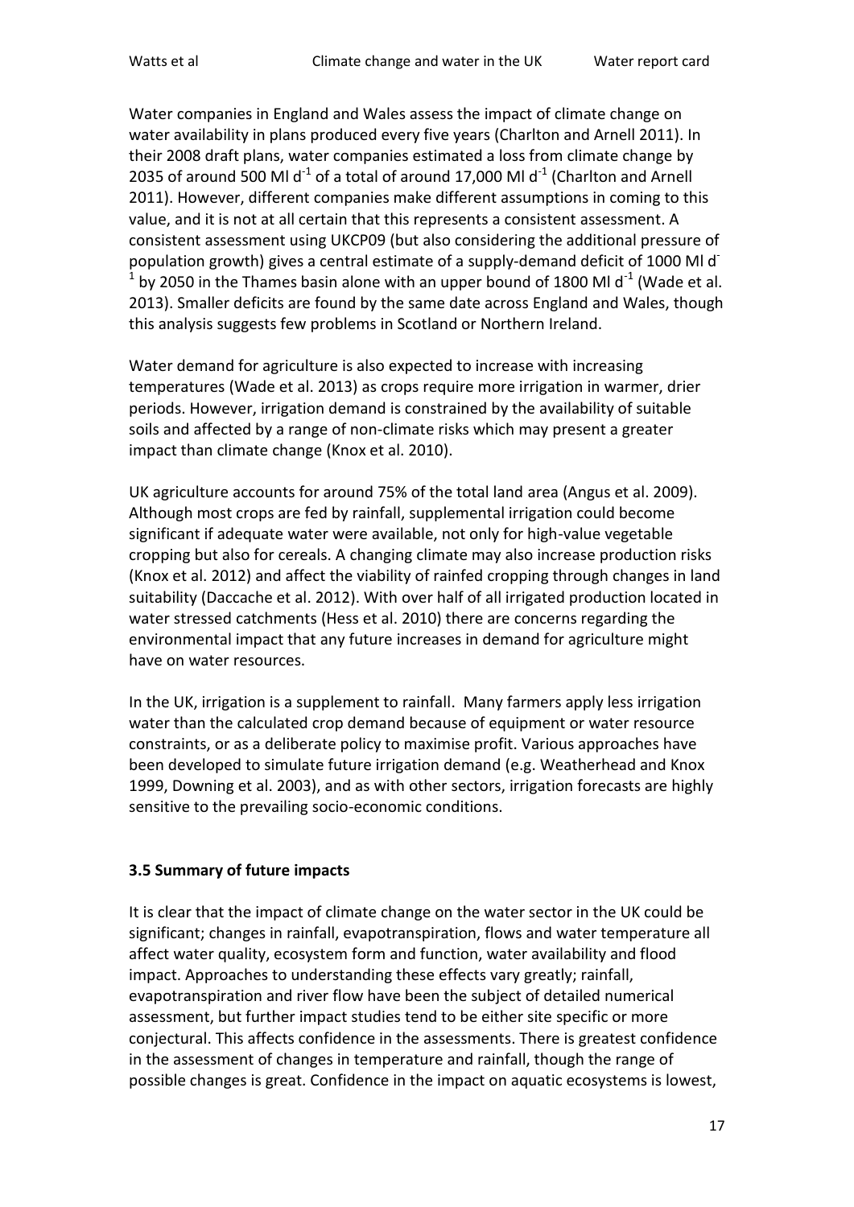Water companies in England and Wales assess the impact of climate change on water availability in plans produced every five years (Charlton and Arnell 2011). In their 2008 draft plans, water companies estimated a loss from climate change by 2035 of around 500 Ml $d^{-1}$ of a total of around 17,000 Ml $d^{-1}$ (Charlton and Arnell 2011). However, different companies make different assumptions in coming to this value, and it is not at all certain that this represents a consistent assessment. A consistent assessment using UKCP09 (but also considering the additional pressure of population growth) gives a central estimate of a supply-demand deficit of 1000 Ml $d^{-1}$ by 2050 in the Thames basin alone with an upper bound of 1800 Ml $d^{-1}$ (Wade et al. 2013). Smaller deficits are found by the same date across England and Wales, though this analysis suggests few problems in Scotland or Northern Ireland.

Water demand for agriculture is also expected to increase with increasing temperatures (Wade et al. 2013) as crops require more irrigation in warmer, drier periods. However, irrigation demand is constrained by the availability of suitable soils and affected by a range of non-climate risks which may present a greater impact than climate change (Knox et al. 2010).

UK agriculture accounts for around 75% of the total land area (Angus et al. 2009). Although most crops are fed by rainfall, supplemental irrigation could become significant if adequate water were available, not only for high-value vegetable cropping but also for cereals. A changing climate may also increase production risks (Knox et al. 2012) and affect the viability of rainfed cropping through changes in land suitability (Daccache et al. 2012). With over half of all irrigated production located in water stressed catchments (Hess et al. 2010) there are concerns regarding the environmental impact that any future increases in demand for agriculture might have on water resources.

In the UK, irrigation is a supplement to rainfall. Many farmers apply less irrigation water than the calculated crop demand because of equipment or water resource constraints, or as a deliberate policy to maximise profit. Various approaches have been developed to simulate future irrigation demand (e.g. Weatherhead and Knox 1999, Downing et al. 2003), and as with other sectors, irrigation forecasts are highly sensitive to the prevailing socio-economic conditions.

### 3.5 Summary of future impacts

It is clear that the impact of climate change on the water sector in the UK could be significant; changes in rainfall, evapotranspiration, flows and water temperature all affect water quality, ecosystem form and function, water availability and flood impact. Approaches to understanding these effects vary greatly; rainfall, evapotranspiration and river flow have been the subject of detailed numerical assessment, but further impact studies tend to be either site specific or more conjectural. This affects confidence in the assessments. There is greatest confidence in the assessment of changes in temperature and rainfall, though the range of possible changes is great. Confidence in the impact on aquatic ecosystems is lowest,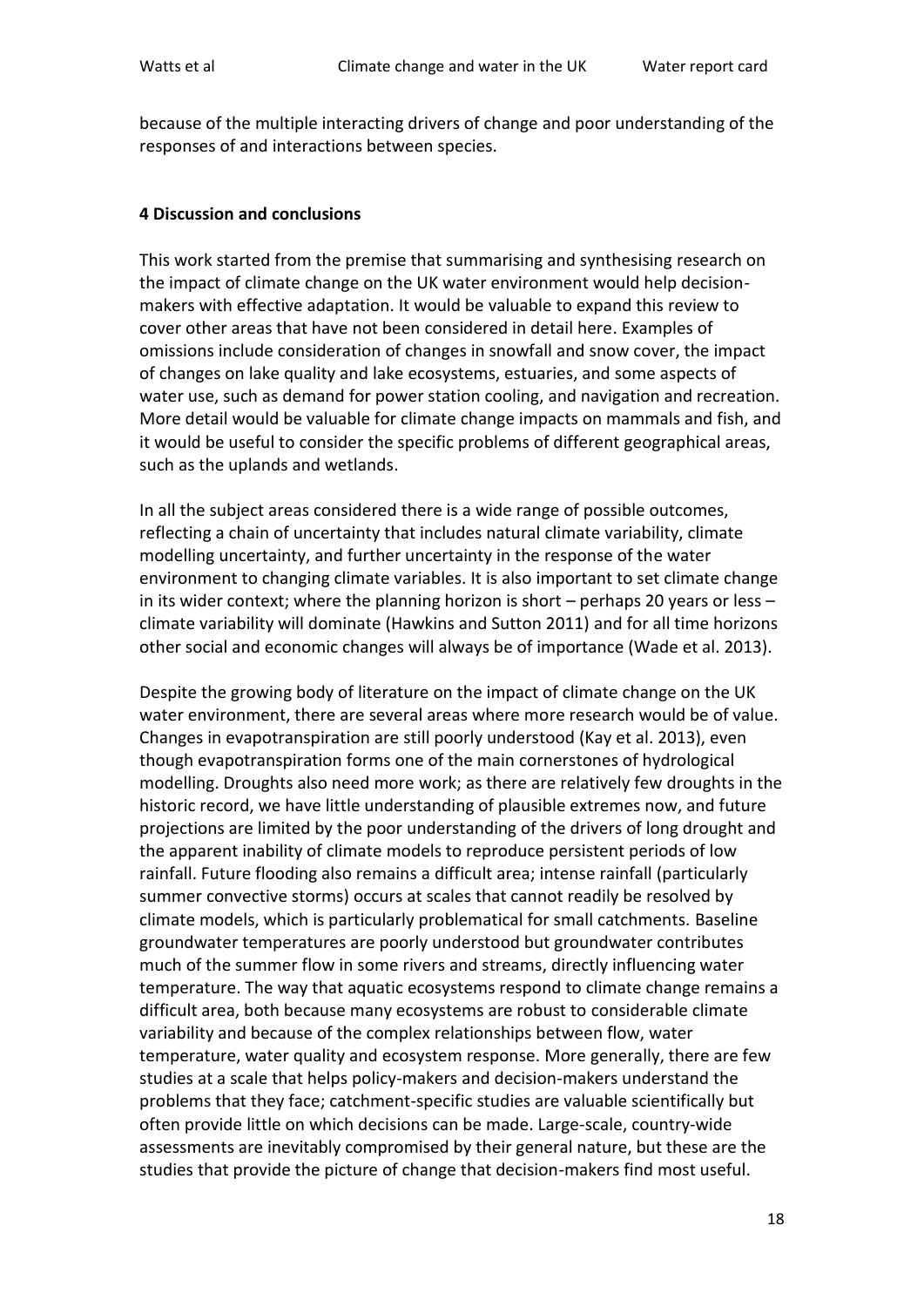because of the multiple interacting drivers of change and poor understanding of the responses of and interactions between species.

## 4 Discussion and conclusions

This work started from the premise that summarising and synthesising research on the impact of climate change on the UK water environment would help decision-makers with effective adaptation. It would be valuable to expand this review to cover other areas that have not been considered in detail here. Examples of omissions include consideration of changes in snowfall and snow cover, the impact of changes on lake quality and lake ecosystems, estuaries, and some aspects of water use, such as demand for power station cooling, and navigation and recreation. More detail would be valuable for climate change impacts on mammals and fish, and it would be useful to consider the specific problems of different geographical areas, such as the uplands and wetlands.

In all the subject areas considered there is a wide range of possible outcomes, reflecting a chain of uncertainty that includes natural climate variability, climate modelling uncertainty, and further uncertainty in the response of the water environment to changing climate variables. It is also important to set climate change in its wider context; where the planning horizon is short – perhaps 20 years or less – climate variability will dominate (Hawkins and Sutton 2011) and for all time horizons other social and economic changes will always be of importance (Wade et al. 2013).

Despite the growing body of literature on the impact of climate change on the UK water environment, there are several areas where more research would be of value. Changes in evapotranspiration are still poorly understood (Kay et al. 2013), even though evapotranspiration forms one of the main cornerstones of hydrological modelling. Droughts also need more work; as there are relatively few droughts in the historic record, we have little understanding of plausible extremes now, and future projections are limited by the poor understanding of the drivers of long drought and the apparent inability of climate models to reproduce persistent periods of low rainfall. Future flooding also remains a difficult area; intense rainfall (particularly summer convective storms) occurs at scales that cannot readily be resolved by climate models, which is particularly problematical for small catchments. Baseline groundwater temperatures are poorly understood but groundwater contributes much of the summer flow in some rivers and streams, directly influencing water temperature. The way that aquatic ecosystems respond to climate change remains a difficult area, both because many ecosystems are robust to considerable climate variability and because of the complex relationships between flow, water temperature, water quality and ecosystem response. More generally, there are few studies at a scale that helps policy-makers and decision-makers understand the problems that they face; catchment-specific studies are valuable scientifically but often provide little on which decisions can be made. Large-scale, country-wide assessments are inevitably compromised by their general nature, but these are the studies that provide the picture of change that decision-makers find most useful.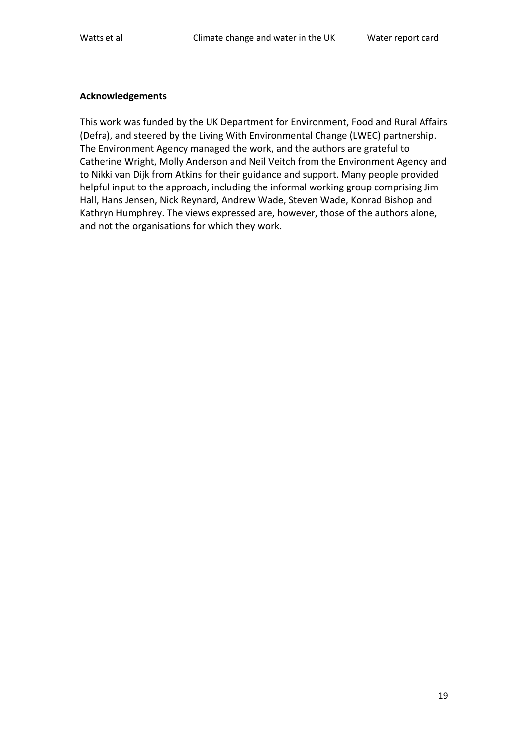**Acknowledgements**

This work was funded by the UK Department for Environment, Food and Rural Affairs (Defra), and steered by the Living With Environmental Change (LWEC) partnership. The Environment Agency managed the work, and the authors are grateful to Catherine Wright, Molly Anderson and Neil Veitch from the Environment Agency and to Nikki van Dijk from Atkins for their guidance and support. Many people provided helpful input to the approach, including the informal working group comprising Jim Hall, Hans Jensen, Nick Reynard, Andrew Wade, Steven Wade, Konrad Bishop and Kathryn Humphrey. The views expressed are, however, those of the authors alone, and not the organisations for which they work.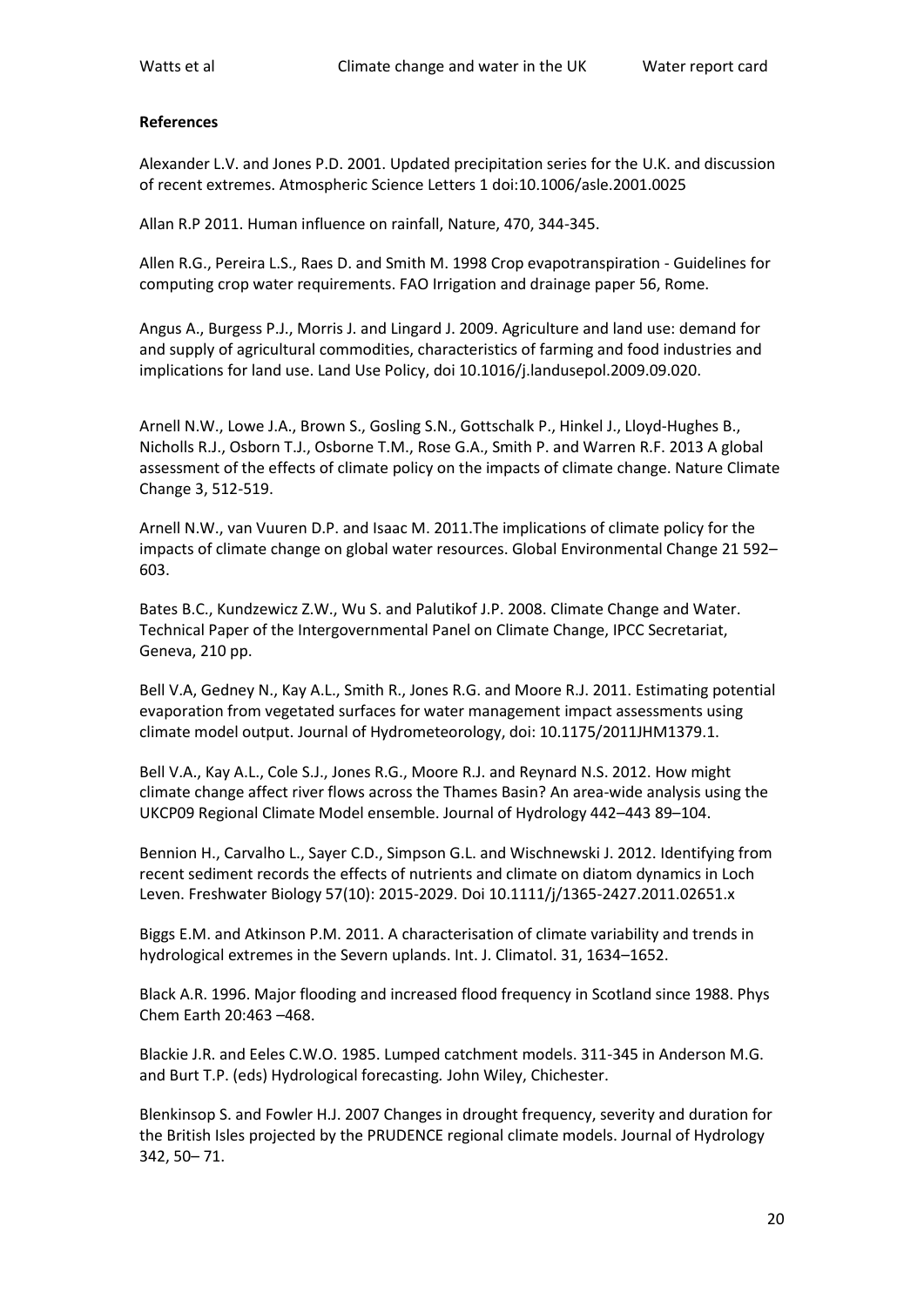**References**

Alexander L.V. and Jones P.D. 2001. Updated precipitation series for the U.K. and discussion of recent extremes. Atmospheric Science Letters 1 doi:10.1006/asle.2001.0025

Allan R.P 2011. Human influence on rainfall, Nature, 470, 344-345.

Allen R.G., Pereira L.S., Raes D. and Smith M. 1998 Crop evapotranspiration - Guidelines for computing crop water requirements. FAO Irrigation and drainage paper 56, Rome.

Angus A., Burgess P.J., Morris J. and Lingard J. 2009. Agriculture and land use: demand for and supply of agricultural commodities, characteristics of farming and food industries and implications for land use. Land Use Policy, doi 10.1016/j.landusepol.2009.09.020.

Arnell N.W., Lowe J.A., Brown S., Gosling S.N., Gottschalk P., Hinkel J., Lloyd-Hughes B., Nicholls R.J., Osborn T.J., Osborne T.M., Rose G.A., Smith P. and Warren R.F. 2013 A global assessment of the effects of climate policy on the impacts of climate change. Nature Climate Change 3, 512-519.

Arnell N.W., van Vuuren D.P. and Isaac M. 2011.The implications of climate policy for the impacts of climate change on global water resources. Global Environmental Change 21 592–603.

Bates B.C., Kundzewicz Z.W., Wu S. and Palutikof J.P. 2008. Climate Change and Water. Technical Paper of the Intergovernmental Panel on Climate Change, IPCC Secretariat, Geneva, 210 pp.

Bell V.A, Gedney N., Kay A.L., Smith R., Jones R.G. and Moore R.J. 2011. Estimating potential evaporation from vegetated surfaces for water management impact assessments using climate model output. Journal of Hydrometeorology, doi: 10.1175/2011JHM1379.1.

Bell V.A., Kay A.L., Cole S.J., Jones R.G., Moore R.J. and Reynard N.S. 2012. How might climate change affect river flows across the Thames Basin? An area-wide analysis using the UKCP09 Regional Climate Model ensemble. Journal of Hydrology 442–443 89–104.

Bennion H., Carvalho L., Sayer C.D., Simpson G.L. and Wischnewski J. 2012. Identifying from recent sediment records the effects of nutrients and climate on diatom dynamics in Loch Leven. Freshwater Biology 57(10): 2015-2029. Doi 10.1111/j/1365-2427.2011.02651.x

Biggs E.M. and Atkinson P.M. 2011. A characterisation of climate variability and trends in hydrological extremes in the Severn uplands. Int. J. Climatol. 31, 1634–1652.

Black A.R. 1996. Major flooding and increased flood frequency in Scotland since 1988. Phys Chem Earth 20:463 –468.

Blackie J.R. and Eeles C.W.O. 1985. Lumped catchment models. 311-345 in Anderson M.G. and Burt T.P. (eds) Hydrological forecasting. John Wiley, Chichester.

Blenkinsop S. and Fowler H.J. 2007 Changes in drought frequency, severity and duration for the British Isles projected by the PRUDENCE regional climate models. Journal of Hydrology 342, 50– 71.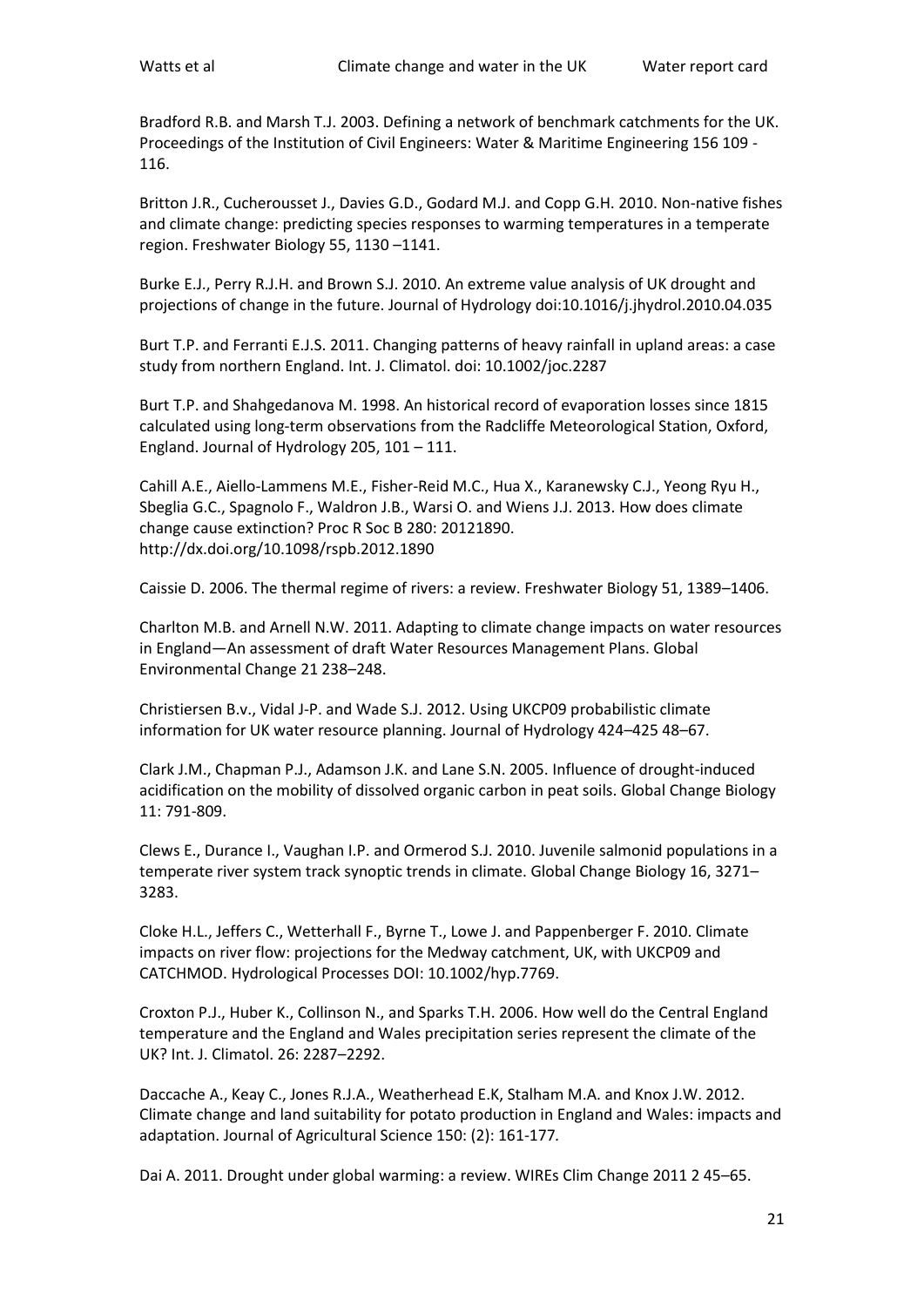Bradford R.B. and Marsh T.J. 2003. Defining a network of benchmark catchments for the UK. Proceedings of the Institution of Civil Engineers: Water & Maritime Engineering 156 109 - 116.

Britton J.R., Cucherousset J., Davies G.D., Godard M.J. and Copp G.H. 2010. Non-native fishes and climate change: predicting species responses to warming temperatures in a temperate region. Freshwater Biology 55, 1130 –1141.

Burke E.J., Perry R.J.H. and Brown S.J. 2010. An extreme value analysis of UK drought and projections of change in the future. Journal of Hydrology doi:10.1016/j.jhydrol.2010.04.035

Burt T.P. and Ferranti E.J.S. 2011. Changing patterns of heavy rainfall in upland areas: a case study from northern England. Int. J. Climatol. doi: 10.1002/joc.2287

Burt T.P. and Shahgedanova M. 1998. An historical record of evaporation losses since 1815 calculated using long-term observations from the Radcliffe Meteorological Station, Oxford, England. Journal of Hydrology 205, 101 – 111.

Cahill A.E., Aiello-Lammens M.E., Fisher-Reid M.C., Hua X., Karanewsky C.J., Yeong Ryu H., Sbeglia G.C., Spagnolo F., Waldron J.B., Warsi O. and Wiens J.J. 2013. How does climate change cause extinction? Proc R Soc B 280: 20121890. http://dx.doi.org/10.1098/rspb.2012.1890

Caissie D. 2006. The thermal regime of rivers: a review. Freshwater Biology 51, 1389–1406.

Charlton M.B. and Arnell N.W. 2011. Adapting to climate change impacts on water resources in England—An assessment of draft Water Resources Management Plans. Global Environmental Change 21 238–248.

Christiersen B.v., Vidal J-P. and Wade S.J. 2012. Using UKCP09 probabilistic climate information for UK water resource planning. Journal of Hydrology 424–425 48–67.

Clark J.M., Chapman P.J., Adamson J.K. and Lane S.N. 2005. Influence of drought-induced acidification on the mobility of dissolved organic carbon in peat soils. Global Change Biology 11: 791-809.

Clews E., Durance I., Vaughan I.P. and Ormerod S.J. 2010. Juvenile salmonid populations in a temperate river system track synoptic trends in climate. Global Change Biology 16, 3271–3283.

Cloke H.L., Jeffers C., Wetterhall F., Byrne T., Lowe J. and Pappenberger F. 2010. Climate impacts on river flow: projections for the Medway catchment, UK, with UKCP09 and CATCHMOD. Hydrological Processes DOI: 10.1002/hyp.7769.

Croxton P.J., Huber K., Collinson N., and Sparks T.H. 2006. How well do the Central England temperature and the England and Wales precipitation series represent the climate of the UK? Int. J. Climatol. 26: 2287–2292.

Daccache A., Keay C., Jones R.J.A., Weatherhead E.K, Stalham M.A. and Knox J.W. 2012. Climate change and land suitability for potato production in England and Wales: impacts and adaptation. Journal of Agricultural Science 150: (2): 161-177.

Dai A. 2011. Drought under global warming: a review. WIREs Clim Change 2011 2 45–65.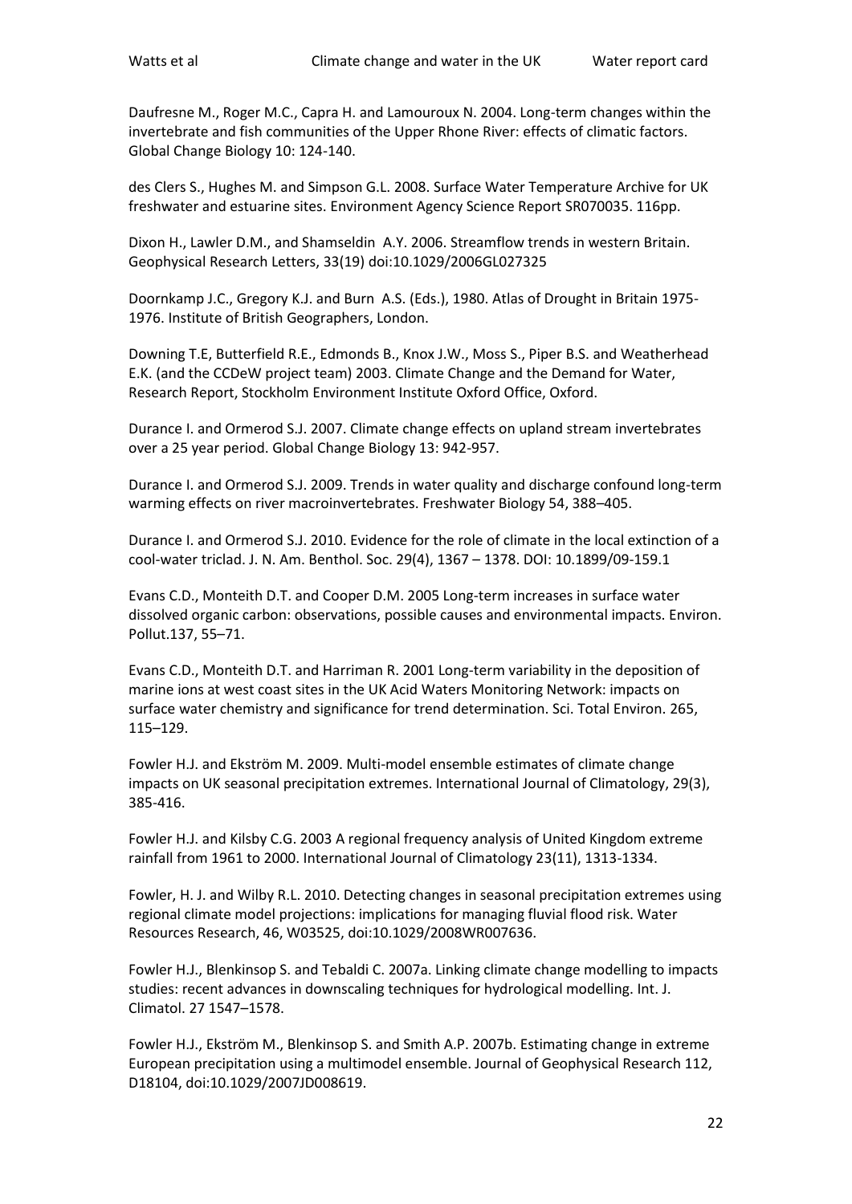Daufresne M., Roger M.C., Capra H. and Lamouroux N. 2004. Long-term changes within the invertebrate and fish communities of the Upper Rhone River: effects of climatic factors. Global Change Biology 10: 124-140.

des Clers S., Hughes M. and Simpson G.L. 2008. Surface Water Temperature Archive for UK freshwater and estuarine sites. Environment Agency Science Report SR070035. 116pp.

Dixon H., Lawler D.M., and Shamseldin A.Y. 2006. Streamflow trends in western Britain. Geophysical Research Letters, 33(19) doi:10.1029/2006GL027325

Doornkamp J.C., Gregory K.J. and Burn A.S. (Eds.), 1980. Atlas of Drought in Britain 1975-1976. Institute of British Geographers, London.

Downing T.E, Butterfield R.E., Edmonds B., Knox J.W., Moss S., Piper B.S. and Weatherhead E.K. (and the CCDeW project team) 2003. Climate Change and the Demand for Water, Research Report, Stockholm Environment Institute Oxford Office, Oxford.

Durance I. and Ormerod S.J. 2007. Climate change effects on upland stream invertebrates over a 25 year period. Global Change Biology 13: 942-957.

Durance I. and Ormerod S.J. 2009. Trends in water quality and discharge confound long-term warming effects on river macroinvertebrates. Freshwater Biology 54, 388–405.

Durance I. and Ormerod S.J. 2010. Evidence for the role of climate in the local extinction of a cool-water triclad. J. N. Am. Benthol. Soc. 29(4), 1367 – 1378. DOI: 10.1899/09-159.1

Evans C.D., Monteith D.T. and Cooper D.M. 2005 Long-term increases in surface water dissolved organic carbon: observations, possible causes and environmental impacts. Environ. Pollut.137, 55–71.

Evans C.D., Monteith D.T. and Harriman R. 2001 Long-term variability in the deposition of marine ions at west coast sites in the UK Acid Waters Monitoring Network: impacts on surface water chemistry and significance for trend determination. Sci. Total Environ. 265, 115–129.

Fowler H.J. and Ekström M. 2009. Multi-model ensemble estimates of climate change impacts on UK seasonal precipitation extremes. International Journal of Climatology, 29(3), 385-416.

Fowler H.J. and Kilsby C.G. 2003 A regional frequency analysis of United Kingdom extreme rainfall from 1961 to 2000. International Journal of Climatology 23(11), 1313-1334.

Fowler, H. J. and Wilby R.L. 2010. Detecting changes in seasonal precipitation extremes using regional climate model projections: implications for managing fluvial flood risk. Water Resources Research, 46, W03525, doi:10.1029/2008WR007636.

Fowler H.J., Blenkinsop S. and Tebaldi C. 2007a. Linking climate change modelling to impacts studies: recent advances in downscaling techniques for hydrological modelling. Int. J. Climatol. 27 1547–1578.

Fowler H.J., Ekström M., Blenkinsop S. and Smith A.P. 2007b. Estimating change in extreme European precipitation using a multimodel ensemble. Journal of Geophysical Research 112, D18104, doi:10.1029/2007JD008619.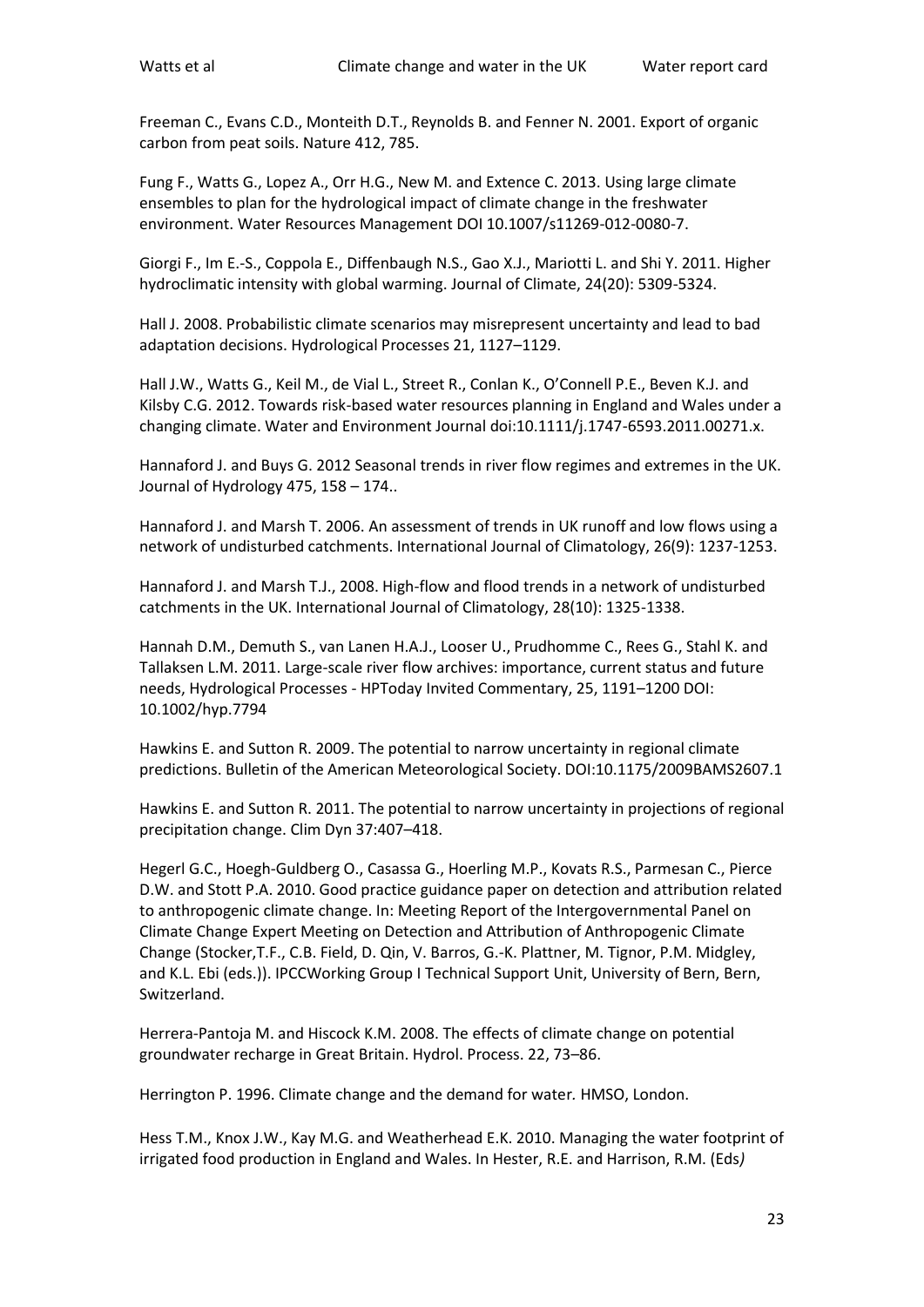Freeman C., Evans C.D., Monteith D.T., Reynolds B. and Fenner N. 2001. Export of organic carbon from peat soils. Nature 412, 785.

Fung F., Watts G., Lopez A., Orr H.G., New M. and Extence C. 2013. Using large climate ensembles to plan for the hydrological impact of climate change in the freshwater environment. Water Resources Management DOI 10.1007/s11269-012-0080-7.

Giorgi F., Im E.-S., Coppola E., Diffenbaugh N.S., Gao X.J., Mariotti L. and Shi Y. 2011. Higher hydroclimatic intensity with global warming. Journal of Climate, 24(20): 5309-5324.

Hall J. 2008. Probabilistic climate scenarios may misrepresent uncertainty and lead to bad adaptation decisions. Hydrological Processes 21, 1127–1129.

Hall J.W., Watts G., Keil M., de Vial L., Street R., Conlan K., O'Connell P.E., Beven K.J. and Kilsby C.G. 2012. Towards risk-based water resources planning in England and Wales under a changing climate. Water and Environment Journal doi:10.1111/j.1747-6593.2011.00271.x.

Hannaford J. and Buys G. 2012 Seasonal trends in river flow regimes and extremes in the UK. Journal of Hydrology 475, 158 – 174..

Hannaford J. and Marsh T. 2006. An assessment of trends in UK runoff and low flows using a network of undisturbed catchments. International Journal of Climatology, 26(9): 1237-1253.

Hannaford J. and Marsh T.J., 2008. High-flow and flood trends in a network of undisturbed catchments in the UK. International Journal of Climatology, 28(10): 1325-1338.

Hannah D.M., Demuth S., van Lanen H.A.J., Looser U., Prudhomme C., Rees G., Stahl K. and Tallaksen L.M. 2011. Large-scale river flow archives: importance, current status and future needs, Hydrological Processes - HPToday Invited Commentary, 25, 1191–1200 DOI: 10.1002/hyp.7794

Hawkins E. and Sutton R. 2009. The potential to narrow uncertainty in regional climate predictions. Bulletin of the American Meteorological Society. DOI:10.1175/2009BAMS2607.1

Hawkins E. and Sutton R. 2011. The potential to narrow uncertainty in projections of regional precipitation change. Clim Dyn 37:407–418.

Hegerl G.C., Hoegh-Guldberg O., Casassa G., Hoerling M.P., Kovats R.S., Parmesan C., Pierce D.W. and Stott P.A. 2010. Good practice guidance paper on detection and attribution related to anthropogenic climate change. In: Meeting Report of the Intergovernmental Panel on Climate Change Expert Meeting on Detection and Attribution of Anthropogenic Climate Change (Stocker,T.F., C.B. Field, D. Qin, V. Barros, G.-K. Plattner, M. Tignor, P.M. Midgley, and K.L. Ebi (eds.)). IPCCWorking Group I Technical Support Unit, University of Bern, Bern, Switzerland.

Herrera-Pantoja M. and Hiscock K.M. 2008. The effects of climate change on potential groundwater recharge in Great Britain. Hydrol. Process. 22, 73–86.

Herrington P. 1996. Climate change and the demand for water. HMSO, London.

Hess T.M., Knox J.W., Kay M.G. and Weatherhead E.K. 2010. Managing the water footprint of irrigated food production in England and Wales. In Hester, R.E. and Harrison, R.M. (Eds*)*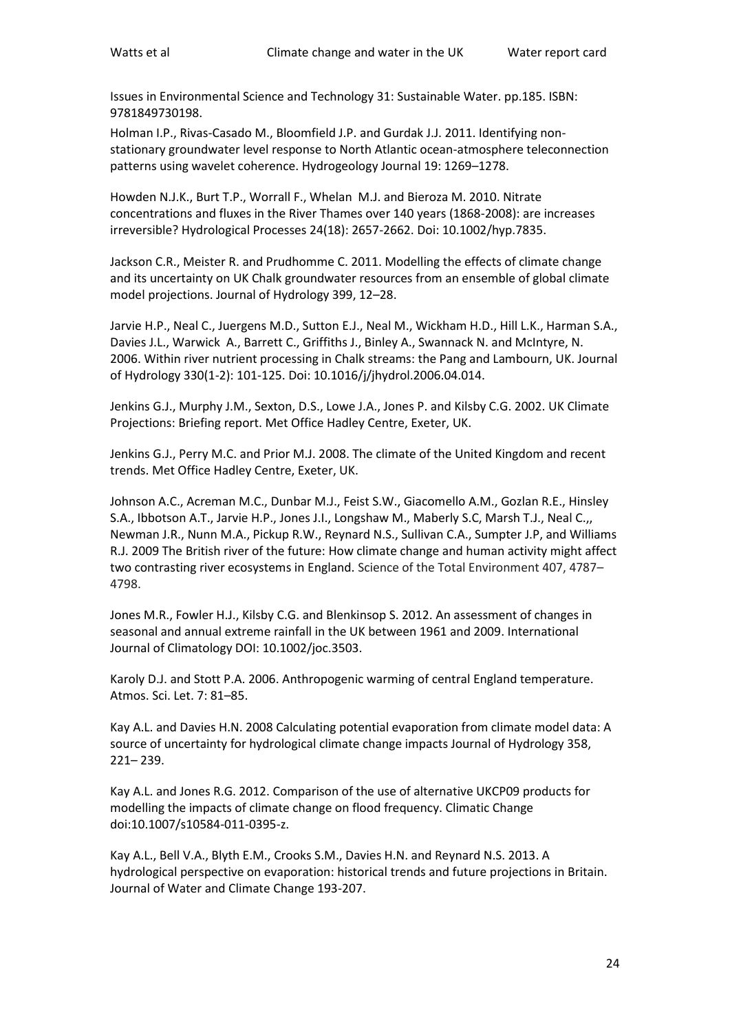Issues in Environmental Science and Technology 31: Sustainable Water. pp.185. ISBN: 9781849730198.

Holman I.P., Rivas-Casado M., Bloomfield J.P. and Gurdak J.J. 2011. Identifying non-stationary groundwater level response to North Atlantic ocean-atmosphere teleconnection patterns using wavelet coherence. Hydrogeology Journal 19: 1269–1278.

Howden N.J.K., Burt T.P., Worrall F., Whelan M.J. and Bieroza M. 2010. Nitrate concentrations and fluxes in the River Thames over 140 years (1868-2008): are increases irreversible? Hydrological Processes 24(18): 2657-2662. Doi: 10.1002/hyp.7835.

Jackson C.R., Meister R. and Prudhomme C. 2011. Modelling the effects of climate change and its uncertainty on UK Chalk groundwater resources from an ensemble of global climate model projections. Journal of Hydrology 399, 12–28.

Jarvie H.P., Neal C., Juergens M.D., Sutton E.J., Neal M., Wickham H.D., Hill L.K., Harman S.A., Davies J.L., Warwick A., Barrett C., Griffiths J., Binley A., Swannack N. and McIntyre, N. 2006. Within river nutrient processing in Chalk streams: the Pang and Lambourn, UK. Journal of Hydrology 330(1-2): 101-125. Doi: 10.1016/j/jhydrol.2006.04.014.

Jenkins G.J., Murphy J.M., Sexton, D.S., Lowe J.A., Jones P. and Kilsby C.G. 2002. UK Climate Projections: Briefing report. Met Office Hadley Centre, Exeter, UK.

Jenkins G.J., Perry M.C. and Prior M.J. 2008. The climate of the United Kingdom and recent trends. Met Office Hadley Centre, Exeter, UK.

Johnson A.C., Acreman M.C., Dunbar M.J., Feist S.W., Giacomello A.M., Gozlan R.E., Hinsley S.A., Ibbotson A.T., Jarvie H.P., Jones J.I., Longshaw M., Maberly S.C, Marsh T.J., Neal C.,, Newman J.R., Nunn M.A., Pickup R.W., Reynard N.S., Sullivan C.A., Sumpter J.P, and Williams R.J. 2009 The British river of the future: How climate change and human activity might affect two contrasting river ecosystems in England. Science of the Total Environment 407, 4787–4798.

Jones M.R., Fowler H.J., Kilsby C.G. and Blenkinsop S. 2012. An assessment of changes in seasonal and annual extreme rainfall in the UK between 1961 and 2009. International Journal of Climatology DOI: 10.1002/joc.3503.

Karoly D.J. and Stott P.A. 2006. Anthropogenic warming of central England temperature. Atmos. Sci. Let. 7: 81–85.

Kay A.L. and Davies H.N. 2008 Calculating potential evaporation from climate model data: A source of uncertainty for hydrological climate change impacts Journal of Hydrology 358, 221– 239.

Kay A.L. and Jones R.G. 2012. Comparison of the use of alternative UKCP09 products for modelling the impacts of climate change on flood frequency. Climatic Change doi:10.1007/s10584-011-0395-z.

Kay A.L., Bell V.A., Blyth E.M., Crooks S.M., Davies H.N. and Reynard N.S. 2013. A hydrological perspective on evaporation: historical trends and future projections in Britain. Journal of Water and Climate Change 193-207.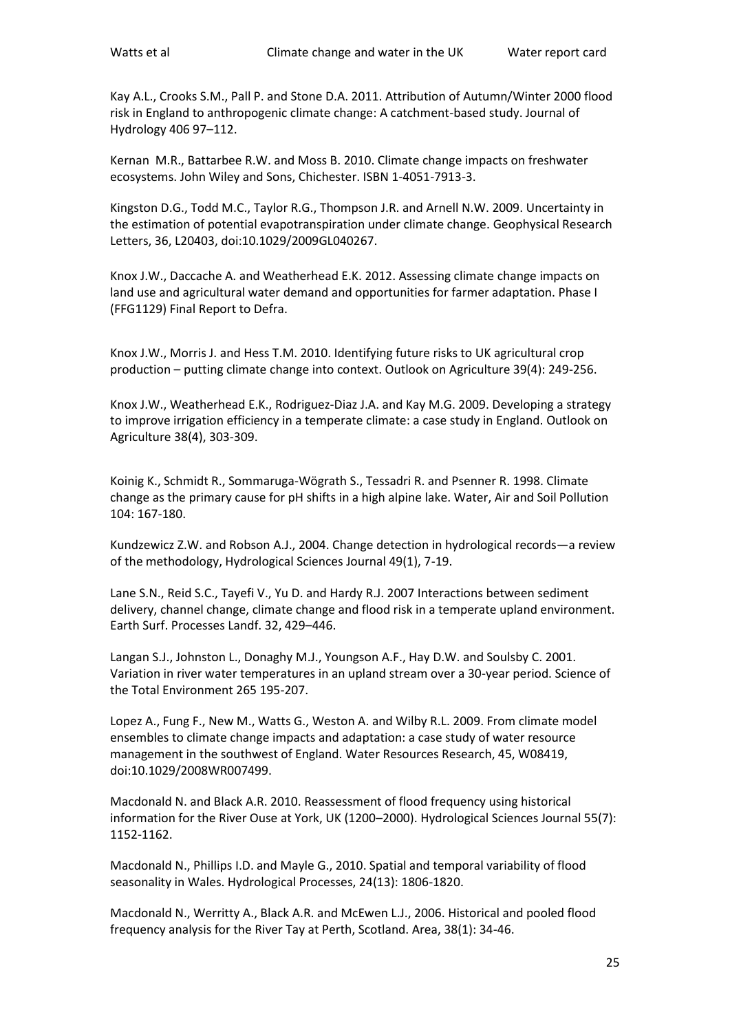Kay A.L., Crooks S.M., Pall P. and Stone D.A. 2011. Attribution of Autumn/Winter 2000 flood risk in England to anthropogenic climate change: A catchment-based study. Journal of Hydrology 406 97–112.

Kernan M.R., Battarbee R.W. and Moss B. 2010. Climate change impacts on freshwater ecosystems. John Wiley and Sons, Chichester. ISBN 1-4051-7913-3.

Kingston D.G., Todd M.C., Taylor R.G., Thompson J.R. and Arnell N.W. 2009. Uncertainty in the estimation of potential evapotranspiration under climate change. Geophysical Research Letters, 36, L20403, doi:10.1029/2009GL040267.

Knox J.W., Daccache A. and Weatherhead E.K. 2012. Assessing climate change impacts on land use and agricultural water demand and opportunities for farmer adaptation. Phase I (FFG1129) Final Report to Defra.

Knox J.W., Morris J. and Hess T.M. 2010. Identifying future risks to UK agricultural crop production – putting climate change into context. Outlook on Agriculture 39(4): 249-256.

Knox J.W., Weatherhead E.K., Rodriguez-Diaz J.A. and Kay M.G. 2009. Developing a strategy to improve irrigation efficiency in a temperate climate: a case study in England. Outlook on Agriculture 38(4), 303-309.

Koinig K., Schmidt R., Sommaruga-Wögrath S., Tessadri R. and Psenner R. 1998. Climate change as the primary cause for pH shifts in a high alpine lake. Water, Air and Soil Pollution 104: 167-180.

Kundzewicz Z.W. and Robson A.J., 2004. Change detection in hydrological records—a review of the methodology, Hydrological Sciences Journal 49(1), 7-19.

Lane S.N., Reid S.C., Tayefi V., Yu D. and Hardy R.J. 2007 Interactions between sediment delivery, channel change, climate change and flood risk in a temperate upland environment. Earth Surf. Processes Landf. 32, 429–446.

Langan S.J., Johnston L., Donaghy M.J., Youngson A.F., Hay D.W. and Soulsby C. 2001. Variation in river water temperatures in an upland stream over a 30-year period. Science of the Total Environment 265 195-207.

Lopez A., Fung F., New M., Watts G., Weston A. and Wilby R.L. 2009. From climate model ensembles to climate change impacts and adaptation: a case study of water resource management in the southwest of England. Water Resources Research, 45, W08419, doi:10.1029/2008WR007499.

Macdonald N. and Black A.R. 2010. Reassessment of flood frequency using historical information for the River Ouse at York, UK (1200–2000). Hydrological Sciences Journal 55(7): 1152-1162.

Macdonald N., Phillips I.D. and Mayle G., 2010. Spatial and temporal variability of flood seasonality in Wales. Hydrological Processes, 24(13): 1806-1820.

Macdonald N., Werritty A., Black A.R. and McEwen L.J., 2006. Historical and pooled flood frequency analysis for the River Tay at Perth, Scotland. Area, 38(1): 34-46.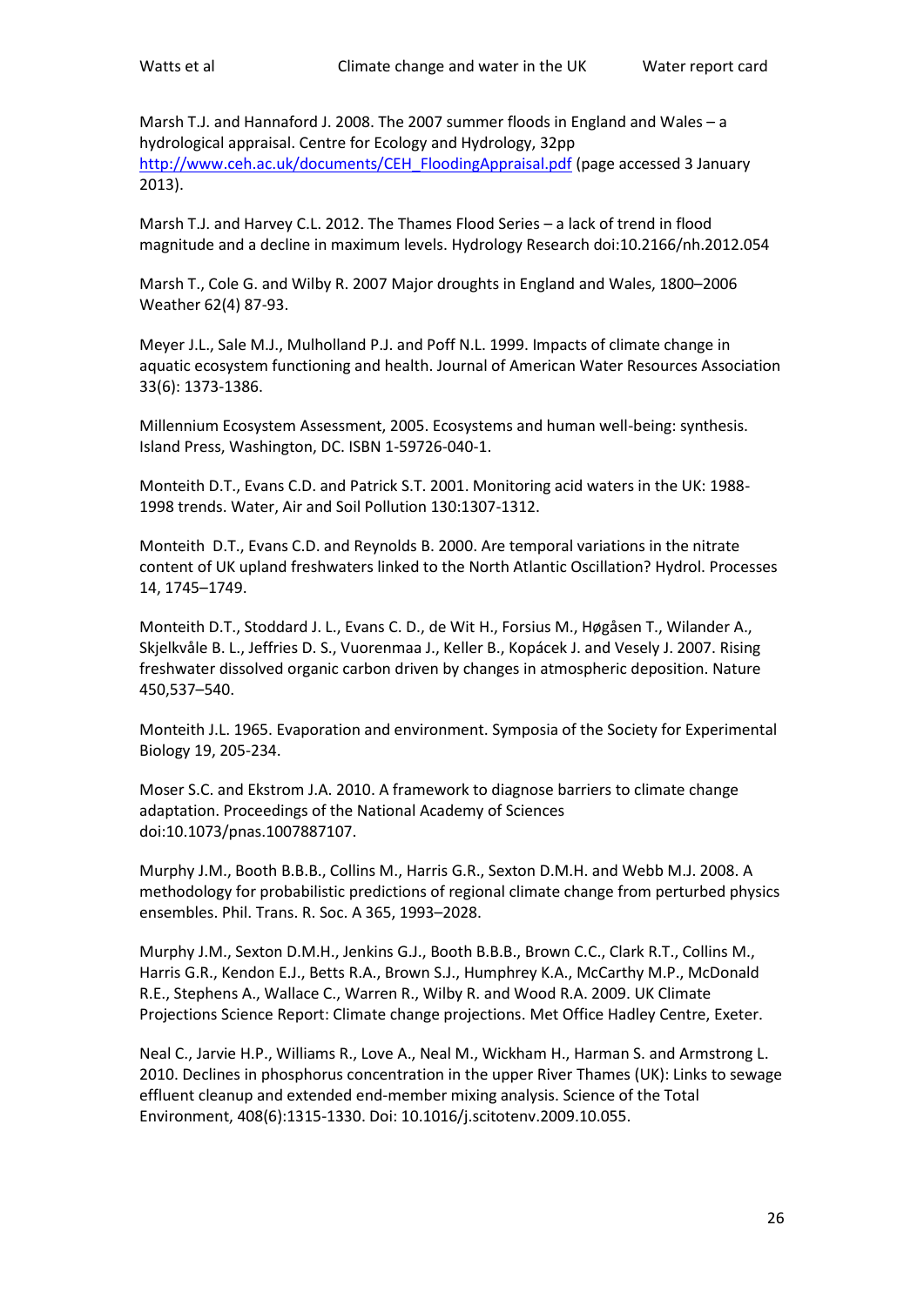Marsh T.J. and Hannaford J. 2008. The 2007 summer floods in England and Wales – a hydrological appraisal. Centre for Ecology and Hydrology, 32pp http://www.ceh.ac.uk/documents/CEH_FloodingAppraisal.pdf (page accessed 3 January 2013).

Marsh T.J. and Harvey C.L. 2012. The Thames Flood Series – a lack of trend in flood magnitude and a decline in maximum levels. Hydrology Research doi:10.2166/nh.2012.054

Marsh T., Cole G. and Wilby R. 2007 Major droughts in England and Wales, 1800–2006 Weather 62(4) 87-93.

Meyer J.L., Sale M.J., Mulholland P.J. and Poff N.L. 1999. Impacts of climate change in aquatic ecosystem functioning and health. Journal of American Water Resources Association 33(6): 1373-1386.

Millennium Ecosystem Assessment, 2005. Ecosystems and human well-being: synthesis. Island Press, Washington, DC. ISBN 1-59726-040-1.

Monteith D.T., Evans C.D. and Patrick S.T. 2001. Monitoring acid waters in the UK: 1988-1998 trends. Water, Air and Soil Pollution 130:1307-1312.

Monteith D.T., Evans C.D. and Reynolds B. 2000. Are temporal variations in the nitrate content of UK upland freshwaters linked to the North Atlantic Oscillation? Hydrol. Processes 14, 1745–1749.

Monteith D.T., Stoddard J. L., Evans C. D., de Wit H., Forsius M., Høgåsen T., Wilander A., Skjelkvåle B. L., Jeffries D. S., Vuorenmaa J., Keller B., Kopácek J. and Vesely J. 2007. Rising freshwater dissolved organic carbon driven by changes in atmospheric deposition. Nature 450,537–540.

Monteith J.L. 1965. Evaporation and environment. Symposia of the Society for Experimental Biology 19, 205-234.

Moser S.C. and Ekstrom J.A. 2010. A framework to diagnose barriers to climate change adaptation. Proceedings of the National Academy of Sciences doi:10.1073/pnas.1007887107.

Murphy J.M., Booth B.B.B., Collins M., Harris G.R., Sexton D.M.H. and Webb M.J. 2008. A methodology for probabilistic predictions of regional climate change from perturbed physics ensembles. Phil. Trans. R. Soc. A 365, 1993–2028.

Murphy J.M., Sexton D.M.H., Jenkins G.J., Booth B.B.B., Brown C.C., Clark R.T., Collins M., Harris G.R., Kendon E.J., Betts R.A., Brown S.J., Humphrey K.A., McCarthy M.P., McDonald R.E., Stephens A., Wallace C., Warren R., Wilby R. and Wood R.A. 2009. UK Climate Projections Science Report: Climate change projections. Met Office Hadley Centre, Exeter.

Neal C., Jarvie H.P., Williams R., Love A., Neal M., Wickham H., Harman S. and Armstrong L. 2010. Declines in phosphorus concentration in the upper River Thames (UK): Links to sewage effluent cleanup and extended end-member mixing analysis. Science of the Total Environment, 408(6):1315-1330. Doi: 10.1016/j.scitotenv.2009.10.055.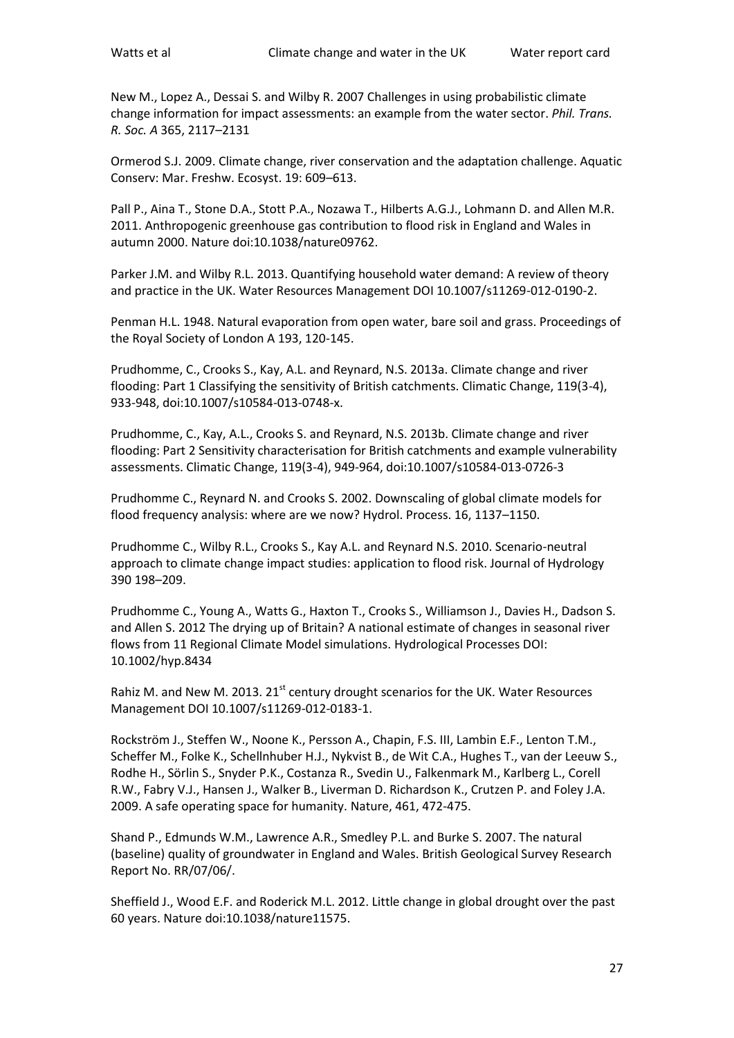New M., Lopez A., Dessai S. and Wilby R. 2007 Challenges in using probabilistic climate change information for impact assessments: an example from the water sector. *Phil. Trans. R. Soc. A* 365, 2117–2131

Ormerod S.J. 2009. Climate change, river conservation and the adaptation challenge. Aquatic Conserv: Mar. Freshw. Ecosyst. 19: 609–613.

Pall P., Aina T., Stone D.A., Stott P.A., Nozawa T., Hilberts A.G.J., Lohmann D. and Allen M.R. 2011. Anthropogenic greenhouse gas contribution to flood risk in England and Wales in autumn 2000. Nature doi:10.1038/nature09762.

Parker J.M. and Wilby R.L. 2013. Quantifying household water demand: A review of theory and practice in the UK. Water Resources Management DOI 10.1007/s11269-012-0190-2.

Penman H.L. 1948. Natural evaporation from open water, bare soil and grass. Proceedings of the Royal Society of London A 193, 120-145.

Prudhomme, C., Crooks S., Kay, A.L. and Reynard, N.S. 2013a. Climate change and river flooding: Part 1 Classifying the sensitivity of British catchments. Climatic Change, 119(3-4), 933-948, doi:10.1007/s10584-013-0748-x.

Prudhomme, C., Kay, A.L., Crooks S. and Reynard, N.S. 2013b. Climate change and river flooding: Part 2 Sensitivity characterisation for British catchments and example vulnerability assessments. Climatic Change, 119(3-4), 949-964, doi:10.1007/s10584-013-0726-3

Prudhomme C., Reynard N. and Crooks S. 2002. Downscaling of global climate models for flood frequency analysis: where are we now? Hydrol. Process. 16, 1137–1150.

Prudhomme C., Wilby R.L., Crooks S., Kay A.L. and Reynard N.S. 2010. Scenario-neutral approach to climate change impact studies: application to flood risk. Journal of Hydrology 390 198–209.

Prudhomme C., Young A., Watts G., Haxton T., Crooks S., Williamson J., Davies H., Dadson S. and Allen S. 2012 The drying up of Britain? A national estimate of changes in seasonal river flows from 11 Regional Climate Model simulations. Hydrological Processes DOI: 10.1002/hyp.8434

Rahiz M. and New M. 2013. 21st century drought scenarios for the UK. Water Resources Management DOI 10.1007/s11269-012-0183-1.

Rockström J., Steffen W., Noone K., Persson A., Chapin, F.S. III, Lambin E.F., Lenton T.M., Scheffer M., Folke K., Schellnhuber H.J., Nykvist B., de Wit C.A., Hughes T., van der Leeuw S., Rodhe H., Sörlin S., Snyder P.K., Costanza R., Svedin U., Falkenmark M., Karlberg L., Corell R.W., Fabry V.J., Hansen J., Walker B., Liverman D. Richardson K., Crutzen P. and Foley J.A. 2009. A safe operating space for humanity. Nature, 461, 472-475.

Shand P., Edmunds W.M., Lawrence A.R., Smedley P.L. and Burke S. 2007. The natural (baseline) quality of groundwater in England and Wales. British Geological Survey Research Report No. RR/07/06/.

Sheffield J., Wood E.F. and Roderick M.L. 2012. Little change in global drought over the past 60 years. Nature doi:10.1038/nature11575.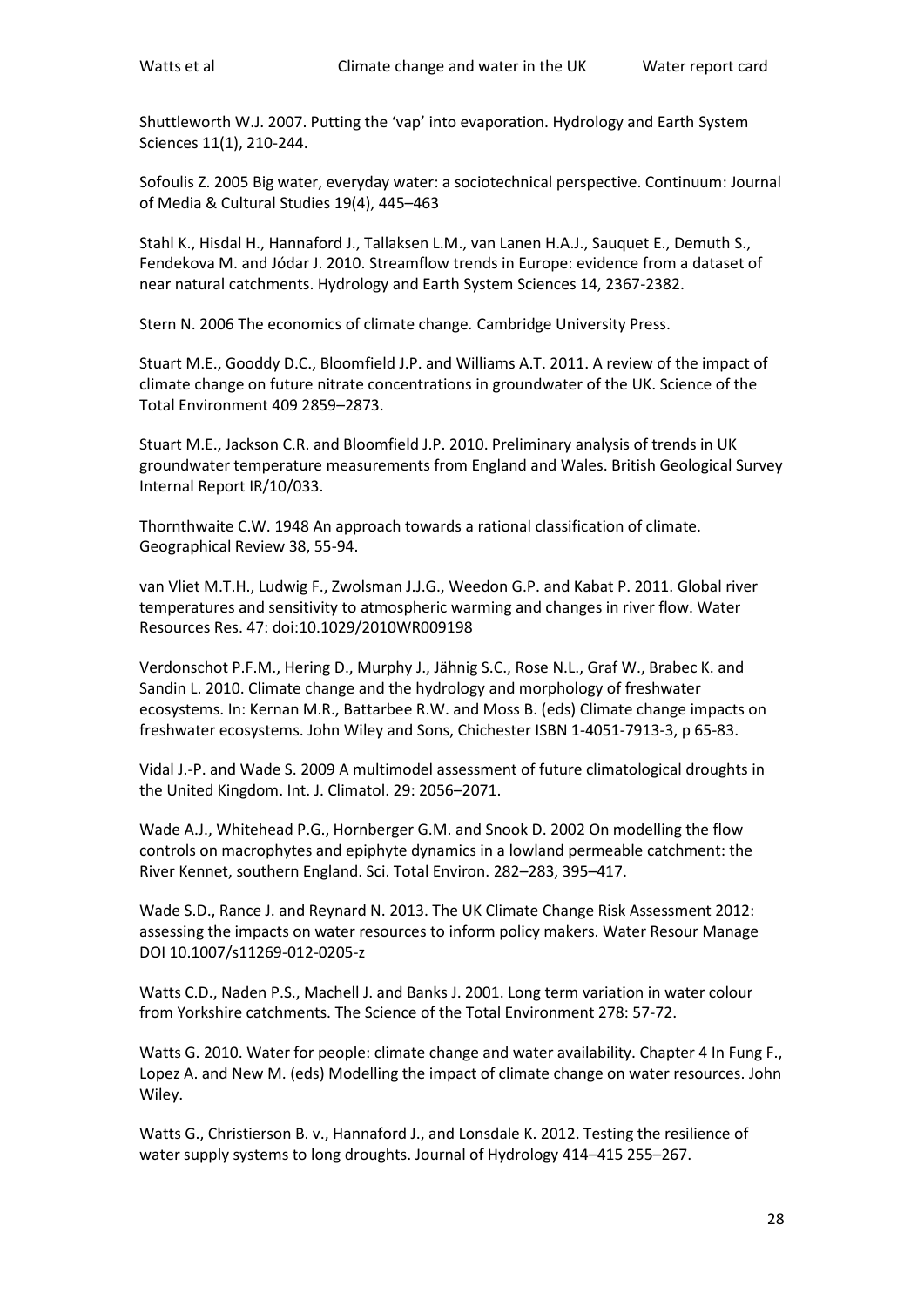Shuttleworth W.J. 2007. Putting the 'vap' into evaporation. Hydrology and Earth System Sciences 11(1), 210-244.

Sofoulis Z. 2005 Big water, everyday water: a sociotechnical perspective. Continuum: Journal of Media & Cultural Studies 19(4), 445–463

Stahl K., Hisdal H., Hannaford J., Tallaksen L.M., van Lanen H.A.J., Sauquet E., Demuth S., Fendekova M. and Jódar J. 2010. Streamflow trends in Europe: evidence from a dataset of near natural catchments. Hydrology and Earth System Sciences 14, 2367-2382.

Stern N. 2006 The economics of climate change. Cambridge University Press.

Stuart M.E., Gooddy D.C., Bloomfield J.P. and Williams A.T. 2011. A review of the impact of climate change on future nitrate concentrations in groundwater of the UK. Science of the Total Environment 409 2859–2873.

Stuart M.E., Jackson C.R. and Bloomfield J.P. 2010. Preliminary analysis of trends in UK groundwater temperature measurements from England and Wales. British Geological Survey Internal Report IR/10/033.

Thornthwaite C.W. 1948 An approach towards a rational classification of climate. Geographical Review 38, 55-94.

van Vliet M.T.H., Ludwig F., Zwolsman J.J.G., Weedon G.P. and Kabat P. 2011. Global river temperatures and sensitivity to atmospheric warming and changes in river flow. Water Resources Res. 47: doi:10.1029/2010WR009198

Verdonschot P.F.M., Hering D., Murphy J., Jähnig S.C., Rose N.L., Graf W., Brabec K. and Sandin L. 2010. Climate change and the hydrology and morphology of freshwater ecosystems. In: Kernan M.R., Battarbee R.W. and Moss B. (eds) Climate change impacts on freshwater ecosystems. John Wiley and Sons, Chichester ISBN 1-4051-7913-3, p 65-83.

Vidal J.-P. and Wade S. 2009 A multimodel assessment of future climatological droughts in the United Kingdom. Int. J. Climatol. 29: 2056–2071.

Wade A.J., Whitehead P.G., Hornberger G.M. and Snook D. 2002 On modelling the flow controls on macrophytes and epiphyte dynamics in a lowland permeable catchment: the River Kennet, southern England. Sci. Total Environ. 282–283, 395–417.

Wade S.D., Rance J. and Reynard N. 2013. The UK Climate Change Risk Assessment 2012: assessing the impacts on water resources to inform policy makers. Water Resour Manage DOI 10.1007/s11269-012-0205-z

Watts C.D., Naden P.S., Machell J. and Banks J. 2001. Long term variation in water colour from Yorkshire catchments. The Science of the Total Environment 278: 57-72.

Watts G. 2010. Water for people: climate change and water availability. Chapter 4 In Fung F., Lopez A. and New M. (eds) Modelling the impact of climate change on water resources. John Wiley.

Watts G., Christierson B. v., Hannaford J., and Lonsdale K. 2012. Testing the resilience of water supply systems to long droughts. Journal of Hydrology 414–415 255–267.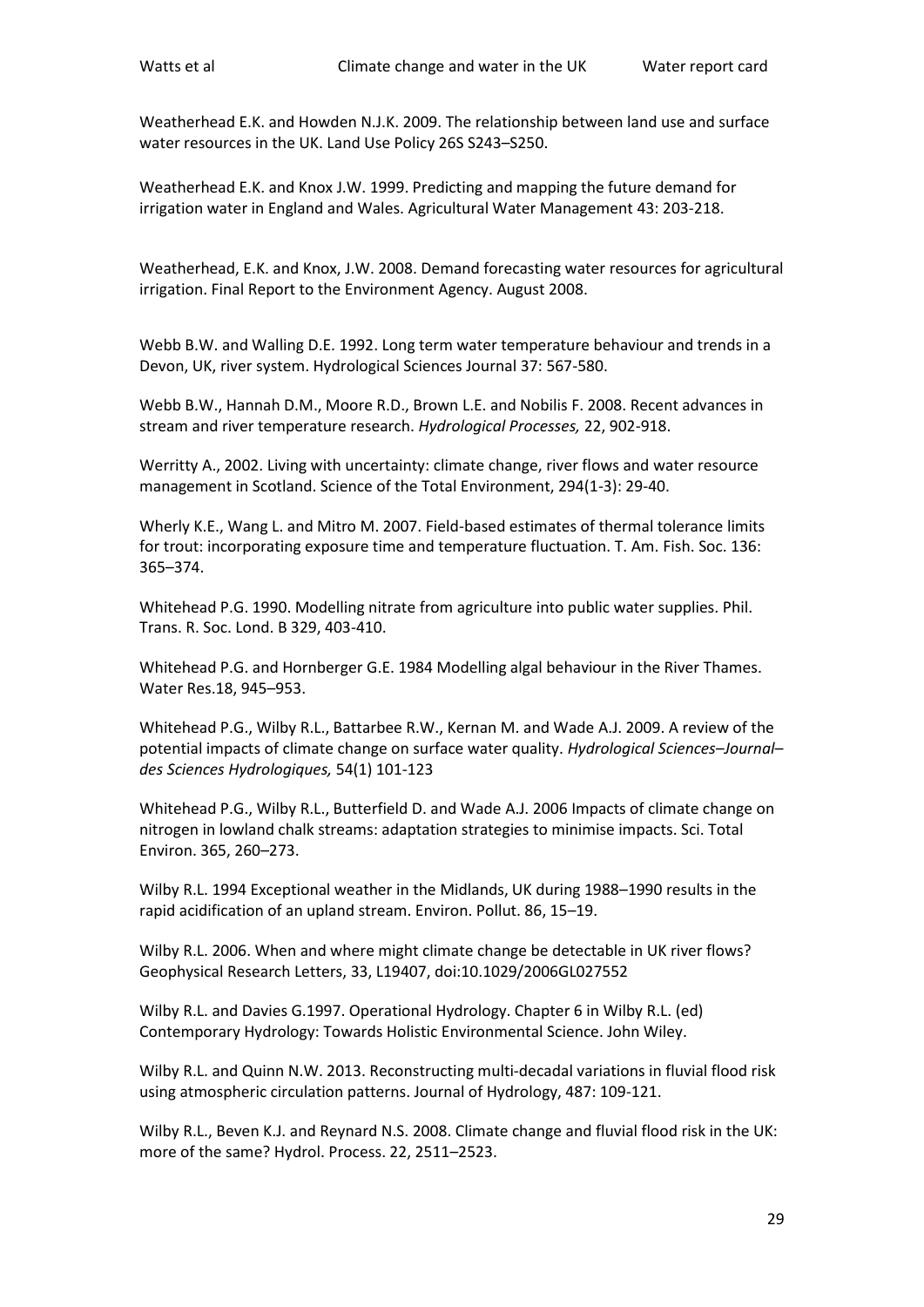Weatherhead E.K. and Howden N.J.K. 2009. The relationship between land use and surface water resources in the UK. Land Use Policy 26S S243–S250.

Weatherhead E.K. and Knox J.W. 1999. Predicting and mapping the future demand for irrigation water in England and Wales. Agricultural Water Management 43: 203-218.

Weatherhead, E.K. and Knox, J.W. 2008. Demand forecasting water resources for agricultural irrigation. Final Report to the Environment Agency. August 2008.

Webb B.W. and Walling D.E. 1992. Long term water temperature behaviour and trends in a Devon, UK, river system. Hydrological Sciences Journal 37: 567-580.

Webb B.W., Hannah D.M., Moore R.D., Brown L.E. and Nobilis F. 2008. Recent advances in stream and river temperature research. *Hydrological Processes,* 22, 902-918.

Werritty A., 2002. Living with uncertainty: climate change, river flows and water resource management in Scotland. Science of the Total Environment, 294(1-3): 29-40.

Wherly K.E., Wang L. and Mitro M. 2007. Field-based estimates of thermal tolerance limits for trout: incorporating exposure time and temperature fluctuation. T. Am. Fish. Soc. 136: 365–374.

Whitehead P.G. 1990. Modelling nitrate from agriculture into public water supplies. Phil. Trans. R. Soc. Lond. B 329, 403-410.

Whitehead P.G. and Hornberger G.E. 1984 Modelling algal behaviour in the River Thames. Water Res.18, 945–953.

Whitehead P.G., Wilby R.L., Battarbee R.W., Kernan M. and Wade A.J. 2009. A review of the potential impacts of climate change on surface water quality. *Hydrological Sciences–Journal–des Sciences Hydrologiques,* 54(1) 101-123

Whitehead P.G., Wilby R.L., Butterfield D. and Wade A.J. 2006 Impacts of climate change on nitrogen in lowland chalk streams: adaptation strategies to minimise impacts. Sci. Total Environ. 365, 260–273.

Wilby R.L. 1994 Exceptional weather in the Midlands, UK during 1988–1990 results in the rapid acidification of an upland stream. Environ. Pollut. 86, 15–19.

Wilby R.L. 2006. When and where might climate change be detectable in UK river flows? Geophysical Research Letters, 33, L19407, doi:10.1029/2006GL027552

Wilby R.L. and Davies G.1997. Operational Hydrology. Chapter 6 in Wilby R.L. (ed) Contemporary Hydrology: Towards Holistic Environmental Science. John Wiley.

Wilby R.L. and Quinn N.W. 2013. Reconstructing multi-decadal variations in fluvial flood risk using atmospheric circulation patterns. Journal of Hydrology, 487: 109-121.

Wilby R.L., Beven K.J. and Reynard N.S. 2008. Climate change and fluvial flood risk in the UK: more of the same? Hydrol. Process. 22, 2511–2523.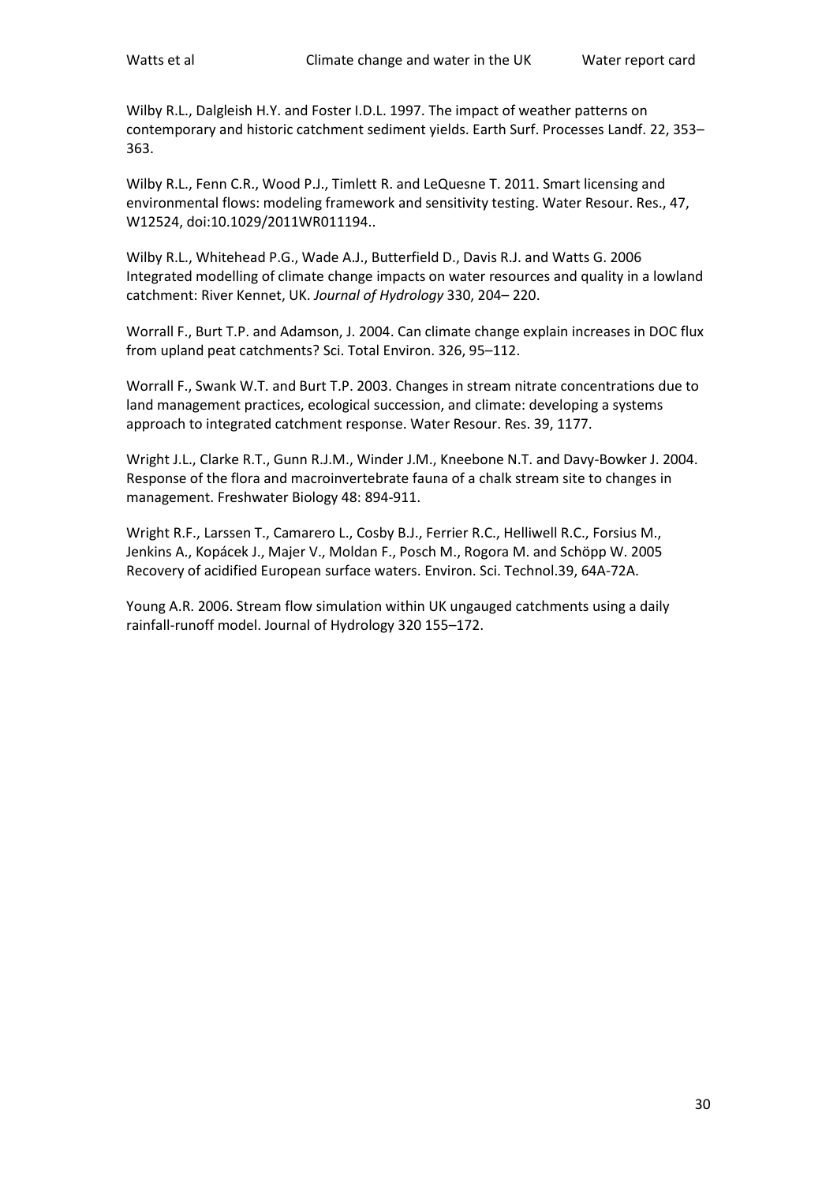Wilby R.L., Dalgleish H.Y. and Foster I.D.L. 1997. The impact of weather patterns on contemporary and historic catchment sediment yields. Earth Surf. Processes Landf. 22, 353–363.

Wilby R.L., Fenn C.R., Wood P.J., Timlett R. and LeQuesne T. 2011. Smart licensing and environmental flows: modeling framework and sensitivity testing. Water Resour. Res., 47, W12524, doi:10.1029/2011WR011194..

Wilby R.L., Whitehead P.G., Wade A.J., Butterfield D., Davis R.J. and Watts G. 2006 Integrated modelling of climate change impacts on water resources and quality in a lowland catchment: River Kennet, UK. *Journal of Hydrology* 330, 204– 220.

Worrall F., Burt T.P. and Adamson, J. 2004. Can climate change explain increases in DOC flux from upland peat catchments? Sci. Total Environ. 326, 95–112.

Worrall F., Swank W.T. and Burt T.P. 2003. Changes in stream nitrate concentrations due to land management practices, ecological succession, and climate: developing a systems approach to integrated catchment response. Water Resour. Res. 39, 1177.

Wright J.L., Clarke R.T., Gunn R.J.M., Winder J.M., Kneebone N.T. and Davy-Bowker J. 2004. Response of the flora and macroinvertebrate fauna of a chalk stream site to changes in management. Freshwater Biology 48: 894-911.

Wright R.F., Larssen T., Camarero L., Cosby B.J., Ferrier R.C., Helliwell R.C., Forsius M., Jenkins A., Kopácek J., Majer V., Moldan F., Posch M., Rogora M. and Schöpp W. 2005 Recovery of acidified European surface waters. Environ. Sci. Technol.39, 64A-72A.

Young A.R. 2006. Stream flow simulation within UK ungauged catchments using a daily rainfall-runoff model. Journal of Hydrology 320 155–172.